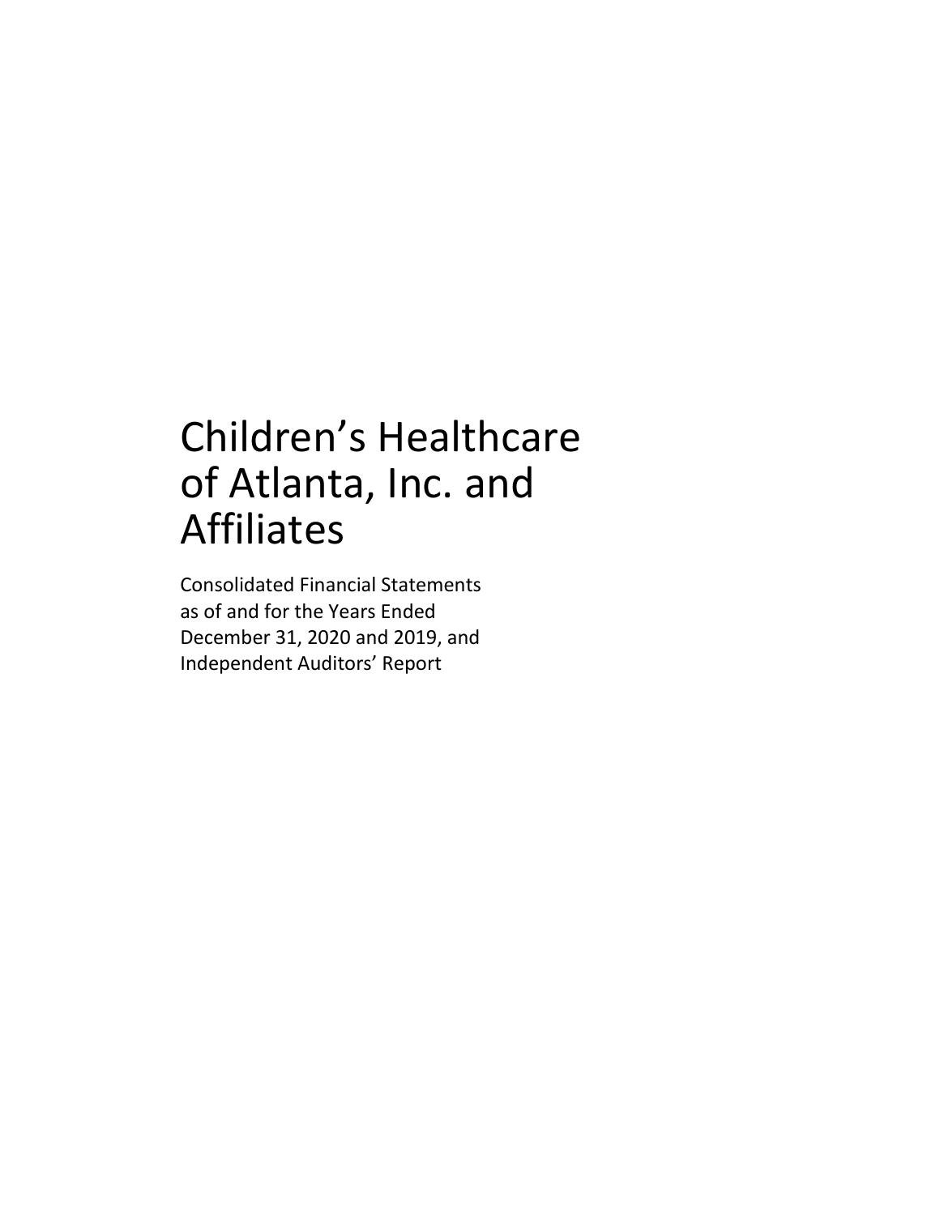# Children's Healthcare of Atlanta, Inc. and Affiliates

Consolidated Financial Statements
as of and for the Years Ended
December 31, 2020 and 2019, and
Independent Auditors' Report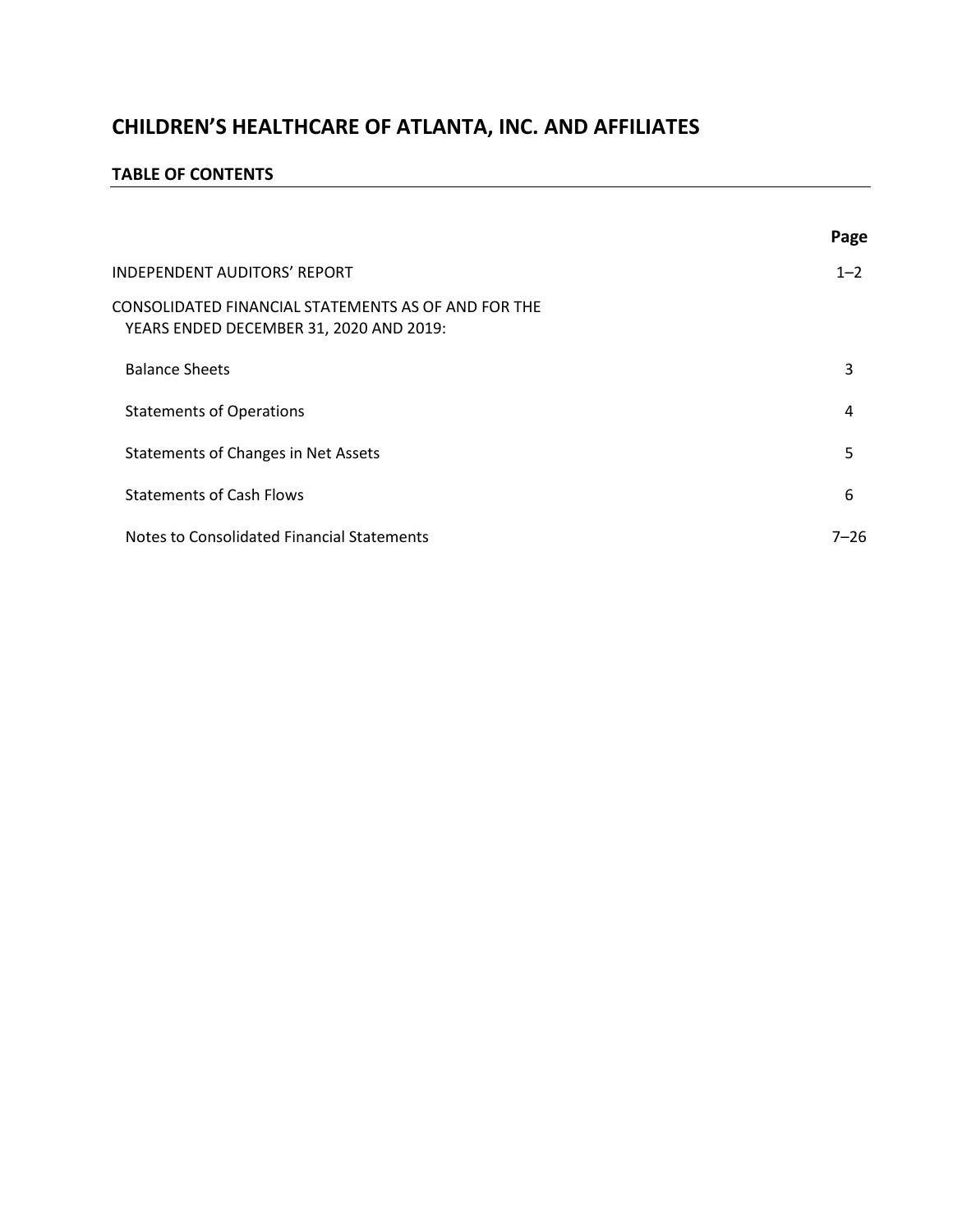# CHILDREN'S HEALTHCARE OF ATLANTA, INC. AND AFFILIATES

## TABLE OF CONTENTS

| | Page |
|---|---|
| INDEPENDENT AUDITORS' REPORT | 1–2 |
| CONSOLIDATED FINANCIAL STATEMENTS AS OF AND FOR THE YEARS ENDED DECEMBER 31, 2020 AND 2019: | |
| Balance Sheets | 3 |
| Statements of Operations | 4 |
| Statements of Changes in Net Assets | 5 |
| Statements of Cash Flows | 6 |
| Notes to Consolidated Financial Statements | 7–26 |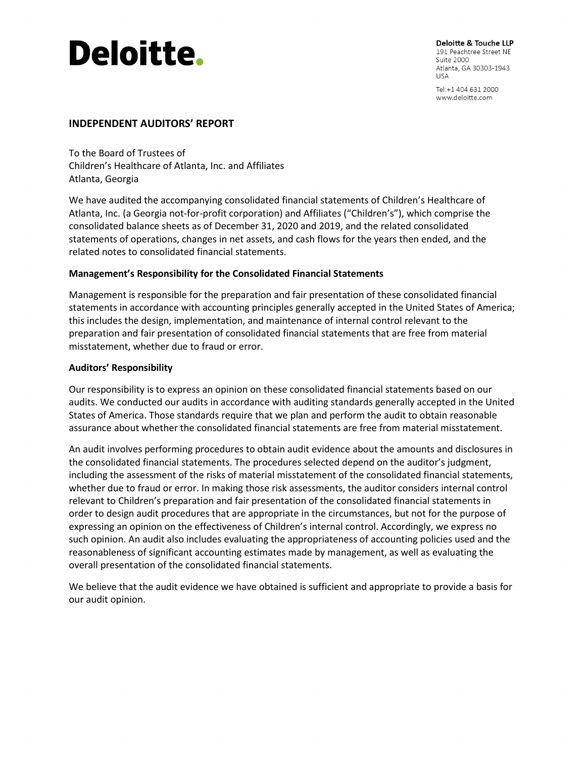Deloitte.

**Deloitte & Touche LLP**
191 Peachtree Street NE
Suite 2000
Atlanta, GA 30303-1943
USA

Tel:+1 404 631 2000
www.deloitte.com

## INDEPENDENT AUDITORS' REPORT

To the Board of Trustees of
Children's Healthcare of Atlanta, Inc. and Affiliates
Atlanta, Georgia

We have audited the accompanying consolidated financial statements of Children's Healthcare of Atlanta, Inc. (a Georgia not-for-profit corporation) and Affiliates ("Children's"), which comprise the consolidated balance sheets as of December 31, 2020 and 2019, and the related consolidated statements of operations, changes in net assets, and cash flows for the years then ended, and the related notes to consolidated financial statements.

### Management's Responsibility for the Consolidated Financial Statements

Management is responsible for the preparation and fair presentation of these consolidated financial statements in accordance with accounting principles generally accepted in the United States of America; this includes the design, implementation, and maintenance of internal control relevant to the preparation and fair presentation of consolidated financial statements that are free from material misstatement, whether due to fraud or error.

### Auditors' Responsibility

Our responsibility is to express an opinion on these consolidated financial statements based on our audits. We conducted our audits in accordance with auditing standards generally accepted in the United States of America. Those standards require that we plan and perform the audit to obtain reasonable assurance about whether the consolidated financial statements are free from material misstatement.

An audit involves performing procedures to obtain audit evidence about the amounts and disclosures in the consolidated financial statements. The procedures selected depend on the auditor's judgment, including the assessment of the risks of material misstatement of the consolidated financial statements, whether due to fraud or error. In making those risk assessments, the auditor considers internal control relevant to Children's preparation and fair presentation of the consolidated financial statements in order to design audit procedures that are appropriate in the circumstances, but not for the purpose of expressing an opinion on the effectiveness of Children's internal control. Accordingly, we express no such opinion. An audit also includes evaluating the appropriateness of accounting policies used and the reasonableness of significant accounting estimates made by management, as well as evaluating the overall presentation of the consolidated financial statements.

We believe that the audit evidence we have obtained is sufficient and appropriate to provide a basis for our audit opinion.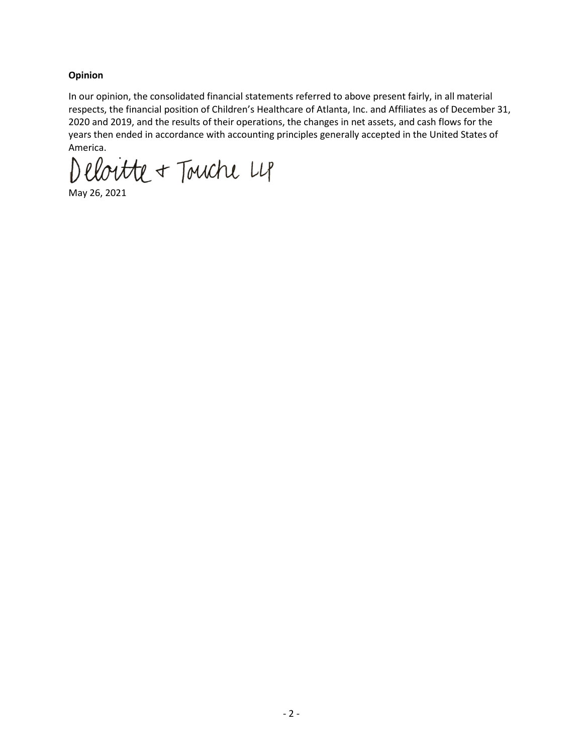**Opinion**

In our opinion, the consolidated financial statements referred to above present fairly, in all material respects, the financial position of Children's Healthcare of Atlanta, Inc. and Affiliates as of December 31, 2020 and 2019, and the results of their operations, the changes in net assets, and cash flows for the years then ended in accordance with accounting principles generally accepted in the United States of America.

Deloitte & Touche LLP

May 26, 2021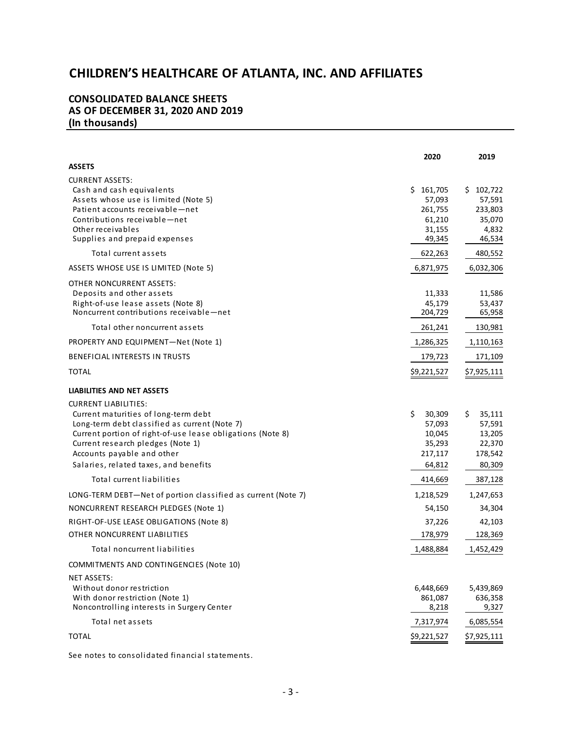# CHILDREN'S HEALTHCARE OF ATLANTA, INC. AND AFFILIATES

## CONSOLIDATED BALANCE SHEETS
## AS OF DECEMBER 31, 2020 AND 2019
## (In thousands)

| | 2020 | 2019 |
|---|---|---|
| **ASSETS** | | |
| CURRENT ASSETS: | | |
| Cash and cash equivalents | $ 161,705 | $ 102,722 |
| Assets whose use is limited (Note 5) | 57,093 | 57,591 |
| Patient accounts receivable—net | 261,755 | 233,803 |
| Contributions receivable—net | 61,210 | 35,070 |
| Other receivables | 31,155 | 4,832 |
| Supplies and prepaid expenses | 49,345 | 46,534 |
| Total current assets | 622,263 | 480,552 |
| ASSETS WHOSE USE IS LIMITED (Note 5) | 6,871,975 | 6,032,306 |
| OTHER NONCURRENT ASSETS: | | |
| Deposits and other assets | 11,333 | 11,586 |
| Right-of-use lease assets (Note 8) | 45,179 | 53,437 |
| Noncurrent contributions receivable—net | 204,729 | 65,958 |
| Total other noncurrent assets | 261,241 | 130,981 |
| PROPERTY AND EQUIPMENT—Net (Note 1) | 1,286,325 | 1,110,163 |
| BENEFICIAL INTERESTS IN TRUSTS | 179,723 | 171,109 |
| TOTAL | $9,221,527 | $7,925,111 |
| **LIABILITIES AND NET ASSETS** | | |
| CURRENT LIABILITIES: | | |
| Current maturities of long-term debt | $ 30,309 | $ 35,111 |
| Long-term debt classified as current (Note 7) | 57,093 | 57,591 |
| Current portion of right-of-use lease obligations (Note 8) | 10,045 | 13,205 |
| Current research pledges (Note 1) | 35,293 | 22,370 |
| Accounts payable and other | 217,117 | 178,542 |
| Salaries, related taxes, and benefits | 64,812 | 80,309 |
| Total current liabilities | 414,669 | 387,128 |
| LONG-TERM DEBT—Net of portion classified as current (Note 7) | 1,218,529 | 1,247,653 |
| NONCURRENT RESEARCH PLEDGES (Note 1) | 54,150 | 34,304 |
| RIGHT-OF-USE LEASE OBLIGATIONS (Note 8) | 37,226 | 42,103 |
| OTHER NONCURRENT LIABILITIES | 178,979 | 128,369 |
| Total noncurrent liabilities | 1,488,884 | 1,452,429 |
| COMMITMENTS AND CONTINGENCIES (Note 10) | | |
| NET ASSETS: | | |
| Without donor restriction | 6,448,669 | 5,439,869 |
| With donor restriction (Note 1) | 861,087 | 636,358 |
| Noncontrolling interests in Surgery Center | 8,218 | 9,327 |
| Total net assets | 7,317,974 | 6,085,554 |
| TOTAL | $9,221,527 | $7,925,111 |

See notes to consolidated financial statements.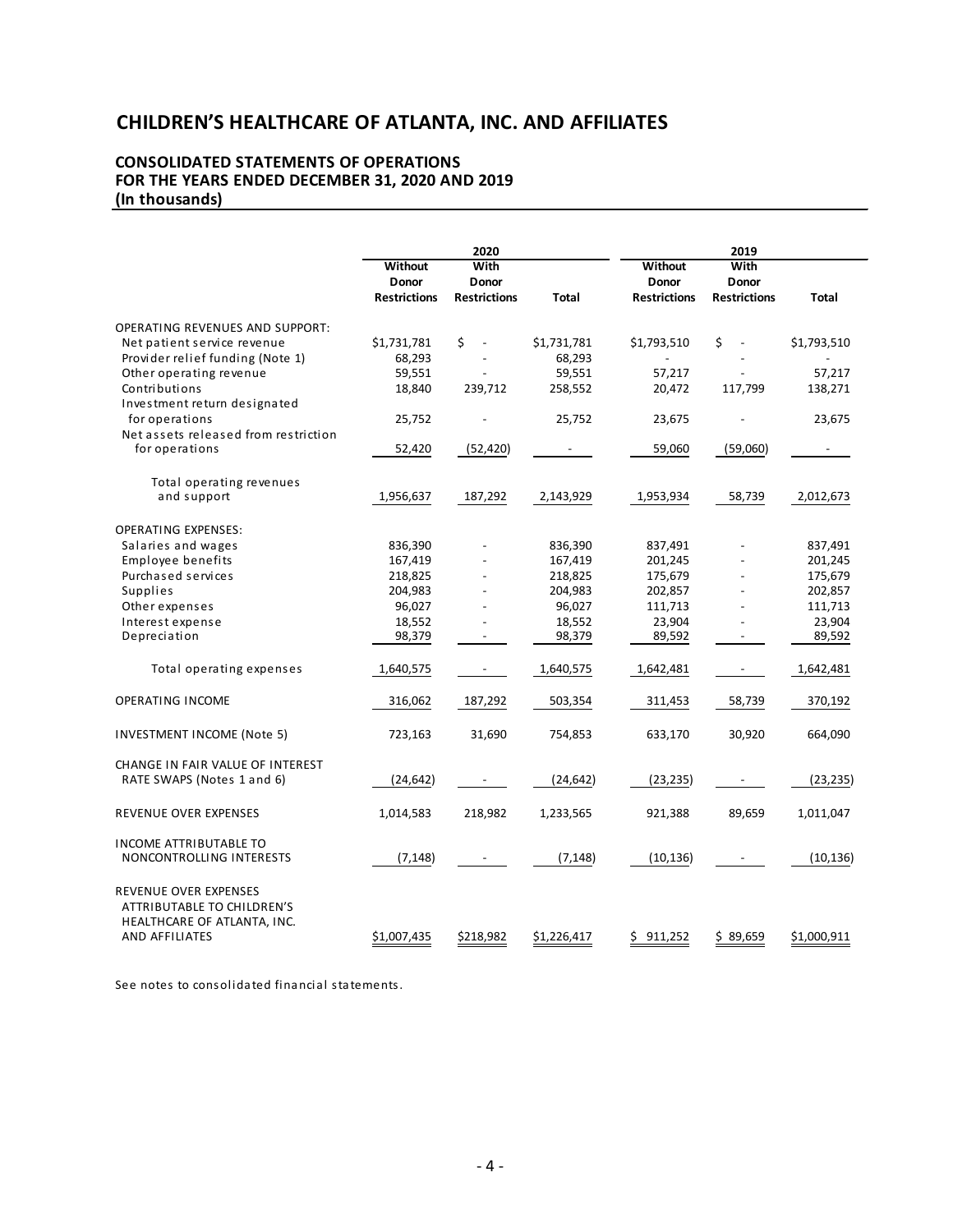# CHILDREN'S HEALTHCARE OF ATLANTA, INC. AND AFFILIATES

## CONSOLIDATED STATEMENTS OF OPERATIONS
## FOR THE YEARS ENDED DECEMBER 31, 2020 AND 2019
## (In thousands)

| | 2020 | | | 2019 | | |
|---|---|---|---|---|---|---|
| | Without Donor Restrictions | With Donor Restrictions | Total | Without Donor Restrictions | With Donor Restrictions | Total |
| OPERATING REVENUES AND SUPPORT: | | | | | | |
| Net patient service revenue | $1,731,781 | $ - | $1,731,781 | $1,793,510 | $ - | $1,793,510 |
| Provider relief funding (Note 1) | 68,293 | - | 68,293 | - | - | - |
| Other operating revenue | 59,551 | - | 59,551 | 57,217 | - | 57,217 |
| Contributions | 18,840 | 239,712 | 258,552 | 20,472 | 117,799 | 138,271 |
| Investment return designated for operations | 25,752 | - | 25,752 | 23,675 | - | 23,675 |
| Net assets released from restriction for operations | 52,420 | (52,420) | - | 59,060 | (59,060) | - |
| Total operating revenues and support | 1,956,637 | 187,292 | 2,143,929 | 1,953,934 | 58,739 | 2,012,673 |
| OPERATING EXPENSES: | | | | | | |
| Salaries and wages | 836,390 | - | 836,390 | 837,491 | - | 837,491 |
| Employee benefits | 167,419 | - | 167,419 | 201,245 | - | 201,245 |
| Purchased services | 218,825 | - | 218,825 | 175,679 | - | 175,679 |
| Supplies | 204,983 | - | 204,983 | 202,857 | - | 202,857 |
| Other expenses | 96,027 | - | 96,027 | 111,713 | - | 111,713 |
| Interest expense | 18,552 | - | 18,552 | 23,904 | - | 23,904 |
| Depreciation | 98,379 | - | 98,379 | 89,592 | - | 89,592 |
| Total operating expenses | 1,640,575 | - | 1,640,575 | 1,642,481 | - | 1,642,481 |
| OPERATING INCOME | 316,062 | 187,292 | 503,354 | 311,453 | 58,739 | 370,192 |
| INVESTMENT INCOME (Note 5) | 723,163 | 31,690 | 754,853 | 633,170 | 30,920 | 664,090 |
| CHANGE IN FAIR VALUE OF INTEREST RATE SWAPS (Notes 1 and 6) | (24,642) | - | (24,642) | (23,235) | - | (23,235) |
| REVENUE OVER EXPENSES | 1,014,583 | 218,982 | 1,233,565 | 921,388 | 89,659 | 1,011,047 |
| INCOME ATTRIBUTABLE TO NONCONTROLLING INTERESTS | (7,148) | - | (7,148) | (10,136) | - | (10,136) |
| REVENUE OVER EXPENSES ATTRIBUTABLE TO CHILDREN'S HEALTHCARE OF ATLANTA, INC. AND AFFILIATES | $1,007,435 | $218,982 | $1,226,417 | $ 911,252 | $ 89,659 | $1,000,911 |

See notes to consolidated financial statements.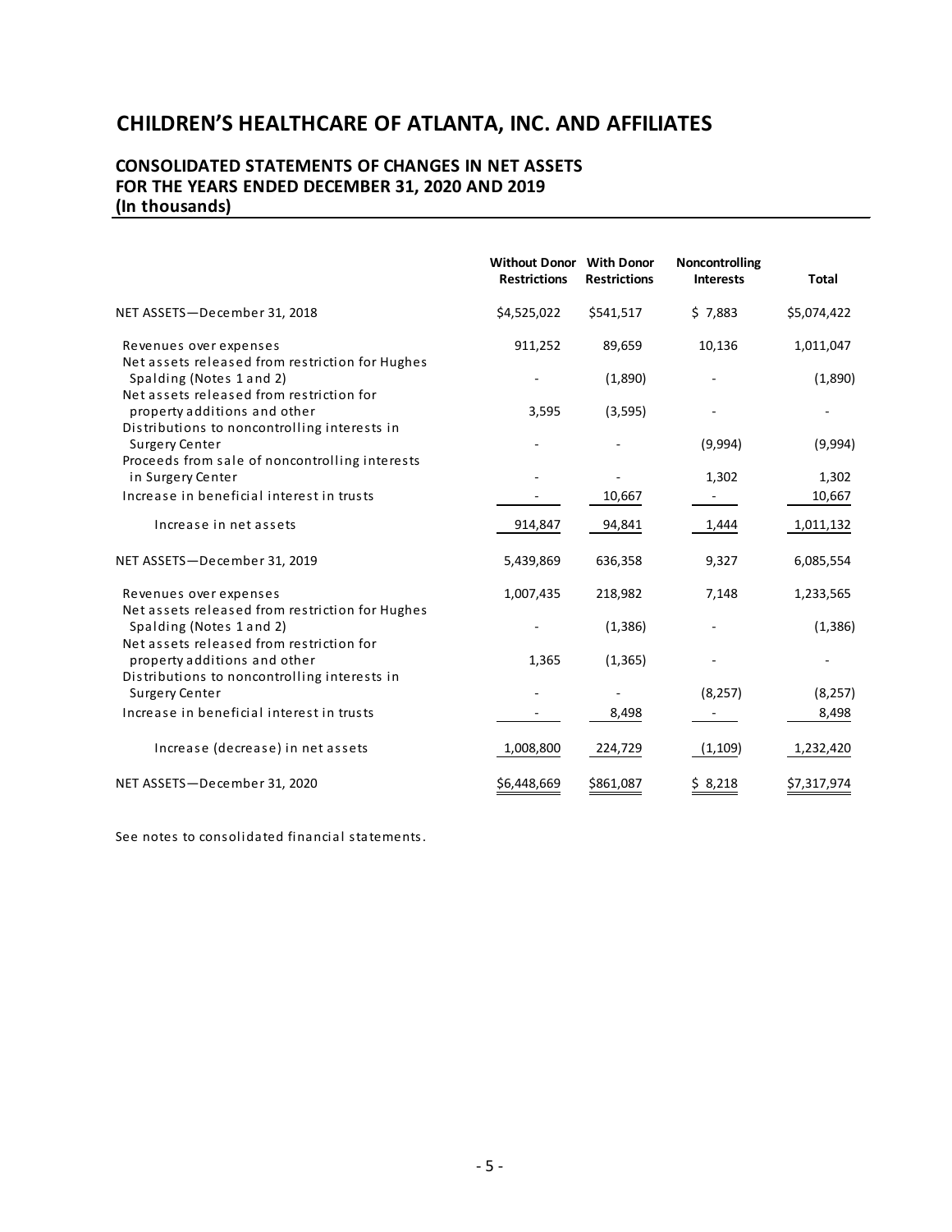# CHILDREN'S HEALTHCARE OF ATLANTA, INC. AND AFFILIATES

## CONSOLIDATED STATEMENTS OF CHANGES IN NET ASSETS
## FOR THE YEARS ENDED DECEMBER 31, 2020 AND 2019
## (In thousands)

| | Without Donor Restrictions | With Donor Restrictions | Noncontrolling Interests | Total |
|---|---|---|---|---|
| NET ASSETS—December 31, 2018 | $4,525,022 | $541,517 | $ 7,883 | $5,074,422 |
| Revenues over expenses | 911,252 | 89,659 | 10,136 | 1,011,047 |
| Net assets released from restriction for Hughes Spalding (Notes 1 and 2) | - | (1,890) | - | (1,890) |
| Net assets released from restriction for property additions and other | 3,595 | (3,595) | - | - |
| Distributions to noncontrolling interests in Surgery Center | - | - | (9,994) | (9,994) |
| Proceeds from sale of noncontrolling interests in Surgery Center | - | - | 1,302 | 1,302 |
| Increase in beneficial interest in trusts | - | 10,667 | - | 10,667 |
| Increase in net assets | 914,847 | 94,841 | 1,444 | 1,011,132 |
| NET ASSETS—December 31, 2019 | 5,439,869 | 636,358 | 9,327 | 6,085,554 |
| Revenues over expenses | 1,007,435 | 218,982 | 7,148 | 1,233,565 |
| Net assets released from restriction for Hughes Spalding (Notes 1 and 2) | - | (1,386) | - | (1,386) |
| Net assets released from restriction for property additions and other | 1,365 | (1,365) | - | - |
| Distributions to noncontrolling interests in Surgery Center | - | - | (8,257) | (8,257) |
| Increase in beneficial interest in trusts | - | 8,498 | - | 8,498 |
| Increase (decrease) in net assets | 1,008,800 | 224,729 | (1,109) | 1,232,420 |
| NET ASSETS—December 31, 2020 | $6,448,669 | $861,087 | $ 8,218 | $7,317,974 |

See notes to consolidated financial statements.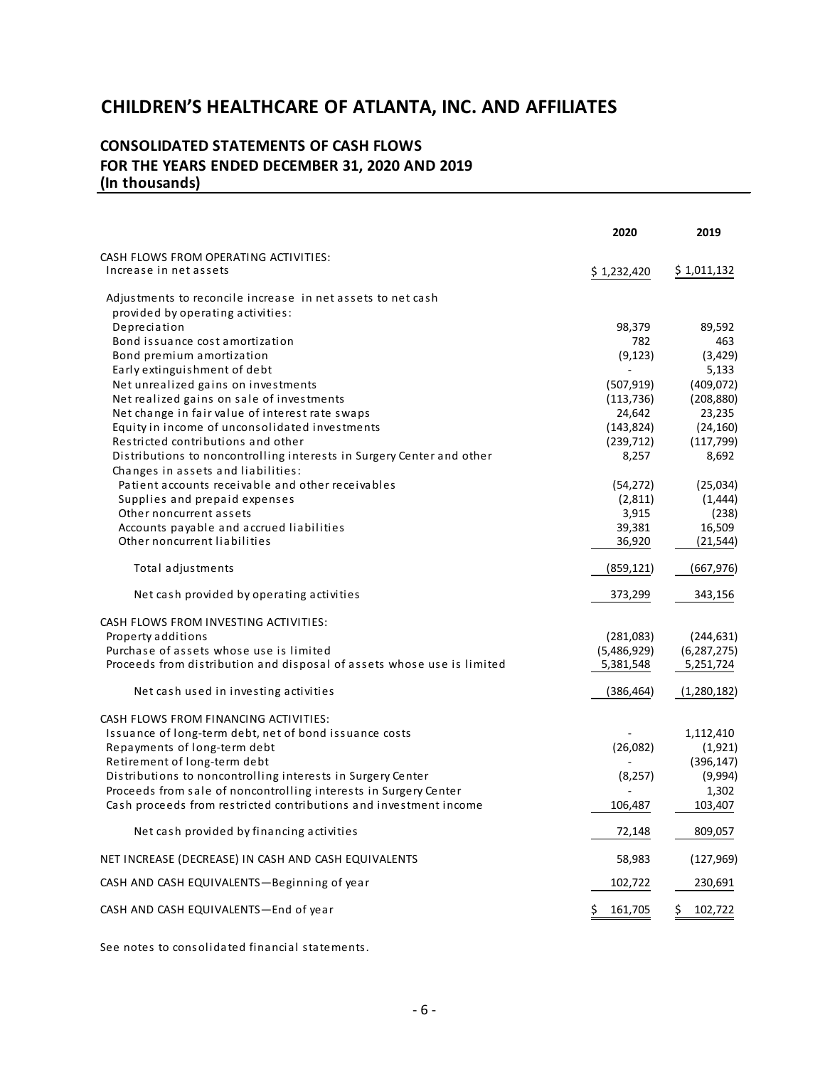# CHILDREN'S HEALTHCARE OF ATLANTA, INC. AND AFFILIATES

## CONSOLIDATED STATEMENTS OF CASH FLOWS
## FOR THE YEARS ENDED DECEMBER 31, 2020 AND 2019
## (In thousands)

| | 2020 | 2019 |
|---|---|---|
| CASH FLOWS FROM OPERATING ACTIVITIES: | | |
| Increase in net assets | $ 1,232,420 | $ 1,011,132 |
| Adjustments to reconcile increase in net assets to net cash provided by operating activities: | | |
| Depreciation | 98,379 | 89,592 |
| Bond issuance cost amortization | 782 | 463 |
| Bond premium amortization | (9,123) | (3,429) |
| Early extinguishment of debt | - | 5,133 |
| Net unrealized gains on investments | (507,919) | (409,072) |
| Net realized gains on sale of investments | (113,736) | (208,880) |
| Net change in fair value of interest rate swaps | 24,642 | 23,235 |
| Equity in income of unconsolidated investments | (143,824) | (24,160) |
| Restricted contributions and other | (239,712) | (117,799) |
| Distributions to noncontrolling interests in Surgery Center and other | 8,257 | 8,692 |
| Changes in assets and liabilities: | | |
| Patient accounts receivable and other receivables | (54,272) | (25,034) |
| Supplies and prepaid expenses | (2,811) | (1,444) |
| Other noncurrent assets | 3,915 | (238) |
| Accounts payable and accrued liabilities | 39,381 | 16,509 |
| Other noncurrent liabilities | 36,920 | (21,544) |
| Total adjustments | (859,121) | (667,976) |
| Net cash provided by operating activities | 373,299 | 343,156 |
| CASH FLOWS FROM INVESTING ACTIVITIES: | | |
| Property additions | (281,083) | (244,631) |
| Purchase of assets whose use is limited | (5,486,929) | (6,287,275) |
| Proceeds from distribution and disposal of assets whose use is limited | 5,381,548 | 5,251,724 |
| Net cash used in investing activities | (386,464) | (1,280,182) |
| CASH FLOWS FROM FINANCING ACTIVITIES: | | |
| Issuance of long-term debt, net of bond issuance costs | - | 1,112,410 |
| Repayments of long-term debt | (26,082) | (1,921) |
| Retirement of long-term debt | - | (396,147) |
| Distributions to noncontrolling interests in Surgery Center | (8,257) | (9,994) |
| Proceeds from sale of noncontrolling interests in Surgery Center | - | 1,302 |
| Cash proceeds from restricted contributions and investment income | 106,487 | 103,407 |
| Net cash provided by financing activities | 72,148 | 809,057 |
| NET INCREASE (DECREASE) IN CASH AND CASH EQUIVALENTS | 58,983 | (127,969) |
| CASH AND CASH EQUIVALENTS—Beginning of year | 102,722 | 230,691 |
| CASH AND CASH EQUIVALENTS—End of year | $ 161,705 | $ 102,722 |

See notes to consolidated financial statements.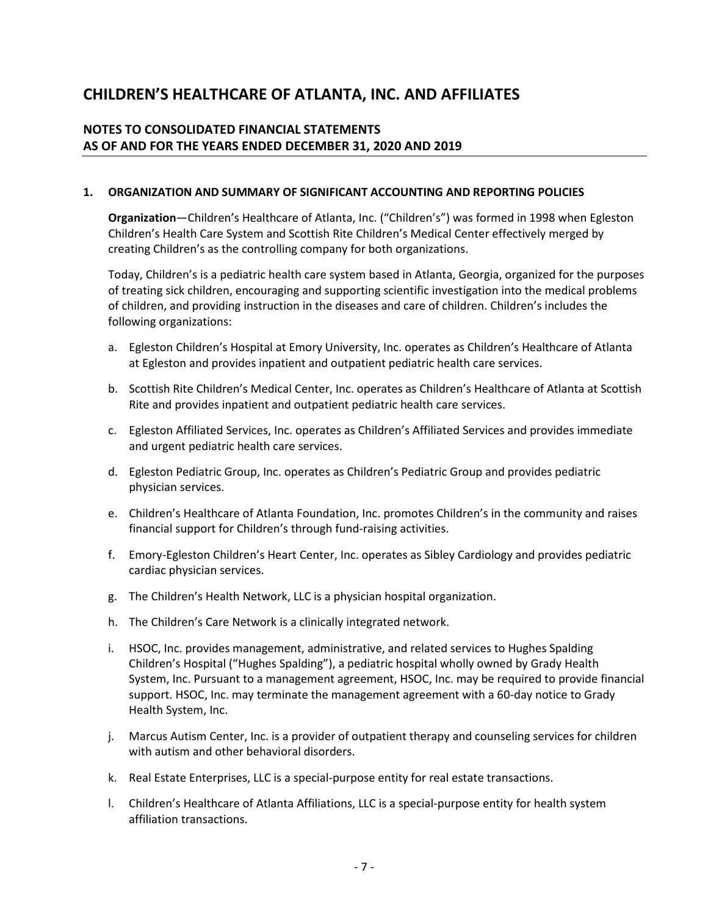# CHILDREN'S HEALTHCARE OF ATLANTA, INC. AND AFFILIATES

## NOTES TO CONSOLIDATED FINANCIAL STATEMENTS AS OF AND FOR THE YEARS ENDED DECEMBER 31, 2020 AND 2019

### 1. ORGANIZATION AND SUMMARY OF SIGNIFICANT ACCOUNTING AND REPORTING POLICIES

**Organization**—Children's Healthcare of Atlanta, Inc. ("Children's") was formed in 1998 when Egleston Children's Health Care System and Scottish Rite Children's Medical Center effectively merged by creating Children's as the controlling company for both organizations.

Today, Children's is a pediatric health care system based in Atlanta, Georgia, organized for the purposes of treating sick children, encouraging and supporting scientific investigation into the medical problems of children, and providing instruction in the diseases and care of children. Children's includes the following organizations:

a. Egleston Children's Hospital at Emory University, Inc. operates as Children's Healthcare of Atlanta at Egleston and provides inpatient and outpatient pediatric health care services.

b. Scottish Rite Children's Medical Center, Inc. operates as Children's Healthcare of Atlanta at Scottish Rite and provides inpatient and outpatient pediatric health care services.

c. Egleston Affiliated Services, Inc. operates as Children's Affiliated Services and provides immediate and urgent pediatric health care services.

d. Egleston Pediatric Group, Inc. operates as Children's Pediatric Group and provides pediatric physician services.

e. Children's Healthcare of Atlanta Foundation, Inc. promotes Children's in the community and raises financial support for Children's through fund-raising activities.

f. Emory-Egleston Children's Heart Center, Inc. operates as Sibley Cardiology and provides pediatric cardiac physician services.

g. The Children's Health Network, LLC is a physician hospital organization.

h. The Children's Care Network is a clinically integrated network.

i. HSOC, Inc. provides management, administrative, and related services to Hughes Spalding Children's Hospital ("Hughes Spalding"), a pediatric hospital wholly owned by Grady Health System, Inc. Pursuant to a management agreement, HSOC, Inc. may be required to provide financial support. HSOC, Inc. may terminate the management agreement with a 60-day notice to Grady Health System, Inc.

j. Marcus Autism Center, Inc. is a provider of outpatient therapy and counseling services for children with autism and other behavioral disorders.

k. Real Estate Enterprises, LLC is a special-purpose entity for real estate transactions.

l. Children's Healthcare of Atlanta Affiliations, LLC is a special-purpose entity for health system affiliation transactions.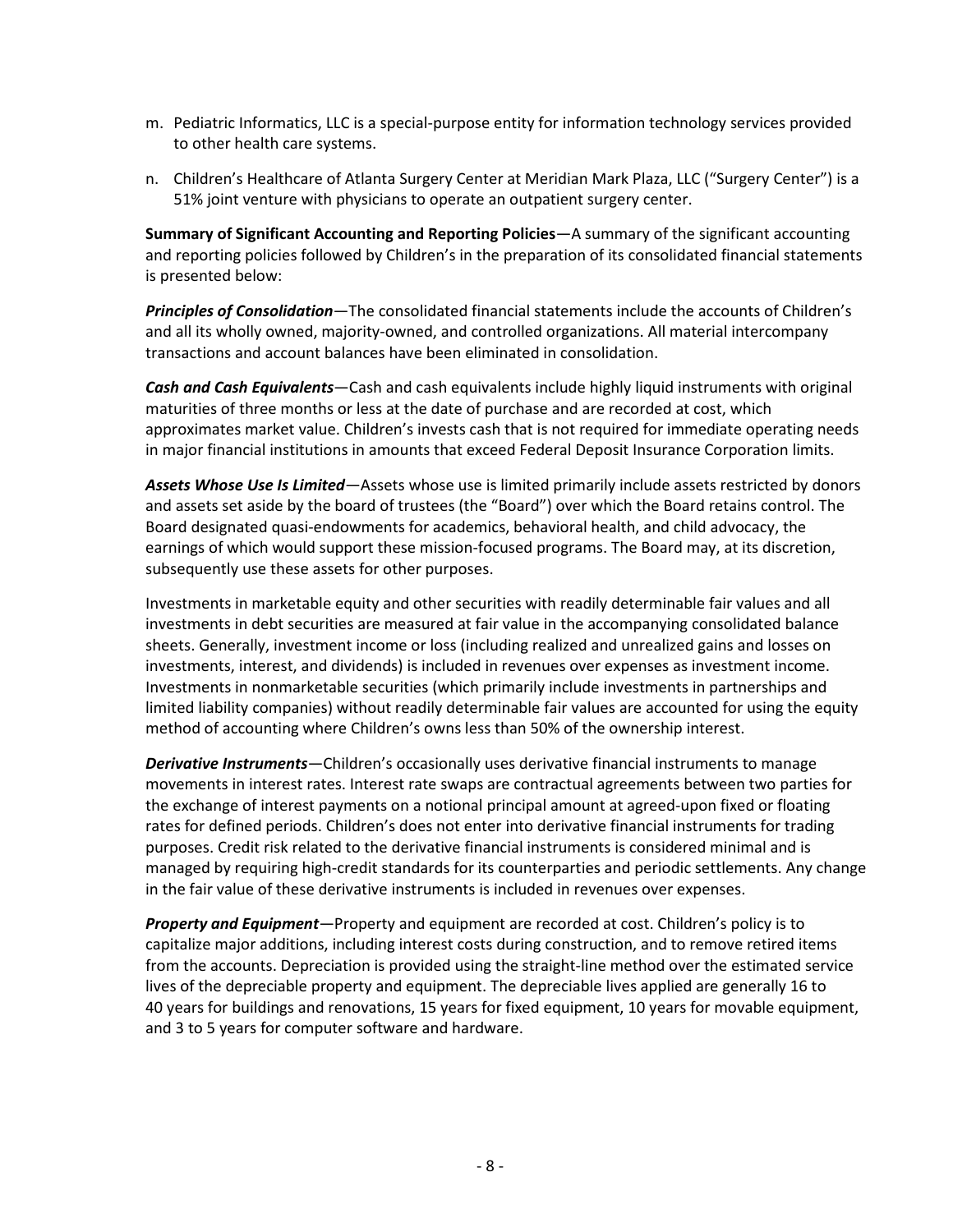m. Pediatric Informatics, LLC is a special-purpose entity for information technology services provided to other health care systems.

n. Children's Healthcare of Atlanta Surgery Center at Meridian Mark Plaza, LLC ("Surgery Center") is a 51% joint venture with physicians to operate an outpatient surgery center.

**Summary of Significant Accounting and Reporting Policies**—A summary of the significant accounting and reporting policies followed by Children's in the preparation of its consolidated financial statements is presented below:

***Principles of Consolidation***—The consolidated financial statements include the accounts of Children's and all its wholly owned, majority-owned, and controlled organizations. All material intercompany transactions and account balances have been eliminated in consolidation.

***Cash and Cash Equivalents***—Cash and cash equivalents include highly liquid instruments with original maturities of three months or less at the date of purchase and are recorded at cost, which approximates market value. Children's invests cash that is not required for immediate operating needs in major financial institutions in amounts that exceed Federal Deposit Insurance Corporation limits.

***Assets Whose Use Is Limited***—Assets whose use is limited primarily include assets restricted by donors and assets set aside by the board of trustees (the "Board") over which the Board retains control. The Board designated quasi-endowments for academics, behavioral health, and child advocacy, the earnings of which would support these mission-focused programs. The Board may, at its discretion, subsequently use these assets for other purposes.

Investments in marketable equity and other securities with readily determinable fair values and all investments in debt securities are measured at fair value in the accompanying consolidated balance sheets. Generally, investment income or loss (including realized and unrealized gains and losses on investments, interest, and dividends) is included in revenues over expenses as investment income. Investments in nonmarketable securities (which primarily include investments in partnerships and limited liability companies) without readily determinable fair values are accounted for using the equity method of accounting where Children's owns less than 50% of the ownership interest.

***Derivative Instruments***—Children's occasionally uses derivative financial instruments to manage movements in interest rates. Interest rate swaps are contractual agreements between two parties for the exchange of interest payments on a notional principal amount at agreed-upon fixed or floating rates for defined periods. Children's does not enter into derivative financial instruments for trading purposes. Credit risk related to the derivative financial instruments is considered minimal and is managed by requiring high-credit standards for its counterparties and periodic settlements. Any change in the fair value of these derivative instruments is included in revenues over expenses.

***Property and Equipment***—Property and equipment are recorded at cost. Children's policy is to capitalize major additions, including interest costs during construction, and to remove retired items from the accounts. Depreciation is provided using the straight-line method over the estimated service lives of the depreciable property and equipment. The depreciable lives applied are generally 16 to 40 years for buildings and renovations, 15 years for fixed equipment, 10 years for movable equipment, and 3 to 5 years for computer software and hardware.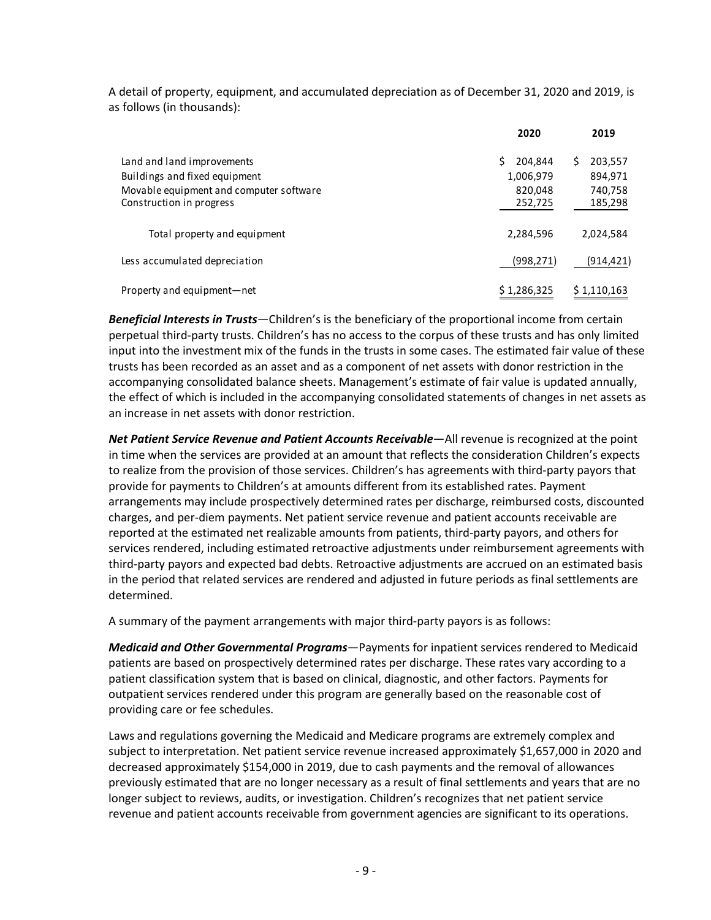A detail of property, equipment, and accumulated depreciation as of December 31, 2020 and 2019, is as follows (in thousands):

| | 2020 | 2019 |
|---|---|---|
| Land and land improvements | $ 204,844 | $ 203,557 |
| Buildings and fixed equipment | 1,006,979 | 894,971 |
| Movable equipment and computer software | 820,048 | 740,758 |
| Construction in progress | 252,725 | 185,298 |
| Total property and equipment | 2,284,596 | 2,024,584 |
| Less accumulated depreciation | (998,271) | (914,421) |
| Property and equipment—net | $ 1,286,325 | $ 1,110,163 |

***Beneficial Interests in Trusts***—Children's is the beneficiary of the proportional income from certain perpetual third-party trusts. Children's has no access to the corpus of these trusts and has only limited input into the investment mix of the funds in the trusts in some cases. The estimated fair value of these trusts has been recorded as an asset and as a component of net assets with donor restriction in the accompanying consolidated balance sheets. Management's estimate of fair value is updated annually, the effect of which is included in the accompanying consolidated statements of changes in net assets as an increase in net assets with donor restriction.

***Net Patient Service Revenue and Patient Accounts Receivable***—All revenue is recognized at the point in time when the services are provided at an amount that reflects the consideration Children's expects to realize from the provision of those services. Children's has agreements with third-party payors that provide for payments to Children's at amounts different from its established rates. Payment arrangements may include prospectively determined rates per discharge, reimbursed costs, discounted charges, and per-diem payments. Net patient service revenue and patient accounts receivable are reported at the estimated net realizable amounts from patients, third-party payors, and others for services rendered, including estimated retroactive adjustments under reimbursement agreements with third-party payors and expected bad debts. Retroactive adjustments are accrued on an estimated basis in the period that related services are rendered and adjusted in future periods as final settlements are determined.

A summary of the payment arrangements with major third-party payors is as follows:

***Medicaid and Other Governmental Programs***—Payments for inpatient services rendered to Medicaid patients are based on prospectively determined rates per discharge. These rates vary according to a patient classification system that is based on clinical, diagnostic, and other factors. Payments for outpatient services rendered under this program are generally based on the reasonable cost of providing care or fee schedules.

Laws and regulations governing the Medicaid and Medicare programs are extremely complex and subject to interpretation. Net patient service revenue increased approximately $1,657,000 in 2020 and decreased approximately $154,000 in 2019, due to cash payments and the removal of allowances previously estimated that are no longer necessary as a result of final settlements and years that are no longer subject to reviews, audits, or investigation. Children's recognizes that net patient service revenue and patient accounts receivable from government agencies are significant to its operations.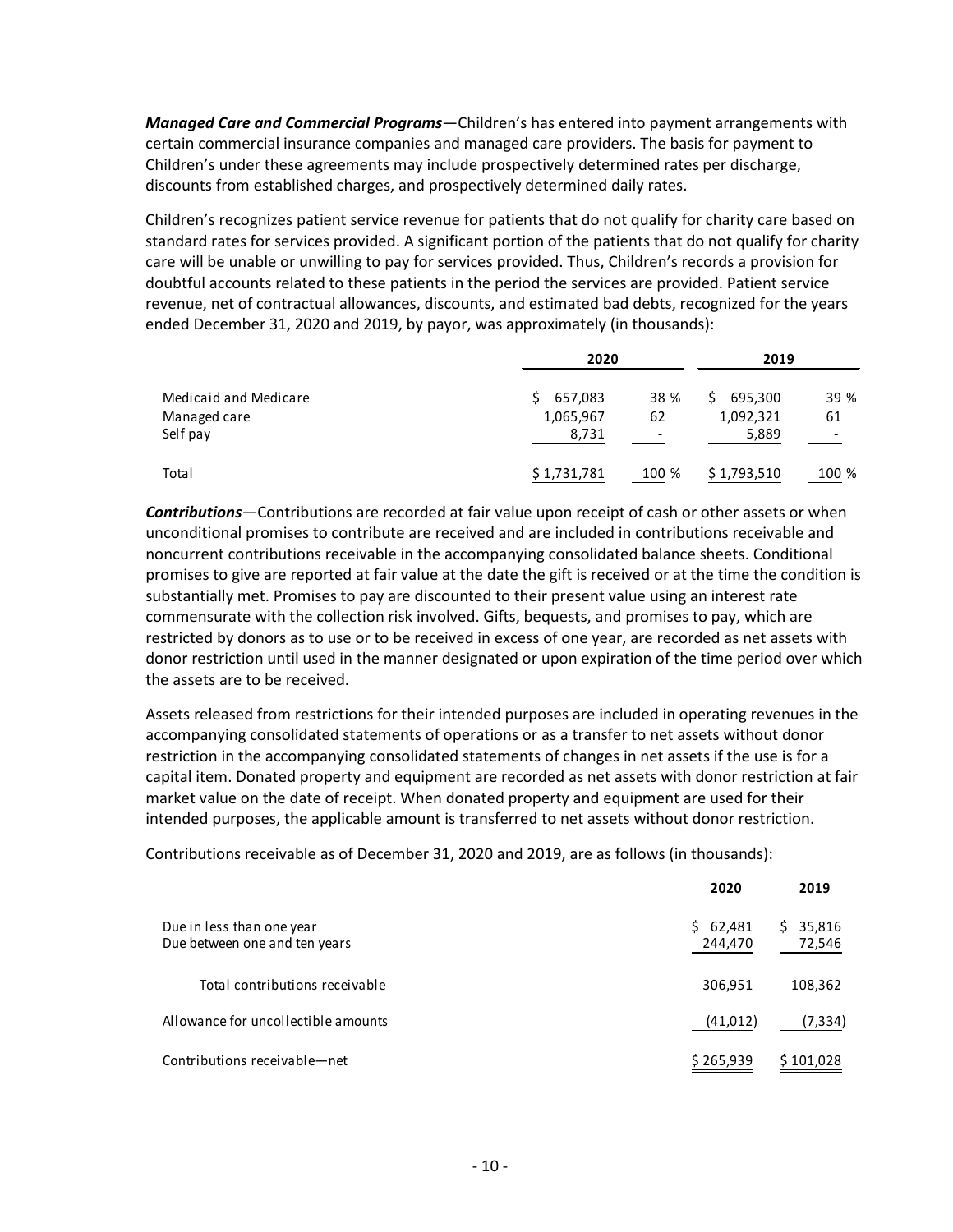***Managed Care and Commercial Programs***—Children's has entered into payment arrangements with certain commercial insurance companies and managed care providers. The basis for payment to Children's under these agreements may include prospectively determined rates per discharge, discounts from established charges, and prospectively determined daily rates.

Children's recognizes patient service revenue for patients that do not qualify for charity care based on standard rates for services provided. A significant portion of the patients that do not qualify for charity care will be unable or unwilling to pay for services provided. Thus, Children's records a provision for doubtful accounts related to these patients in the period the services are provided. Patient service revenue, net of contractual allowances, discounts, and estimated bad debts, recognized for the years ended December 31, 2020 and 2019, by payor, was approximately (in thousands):

| | 2020 | | 2019 | |
|---|---|---|---|---|
| Medicaid and Medicare | $ 657,083 | 38 % | $ 695,300 | 39 % |
| Managed care | 1,065,967 | 62 | 1,092,321 | 61 |
| Self pay | 8,731 | - | 5,889 | - |
| Total | $ 1,731,781 | 100 % | $ 1,793,510 | 100 % |

***Contributions***—Contributions are recorded at fair value upon receipt of cash or other assets or when unconditional promises to contribute are received and are included in contributions receivable and noncurrent contributions receivable in the accompanying consolidated balance sheets. Conditional promises to give are reported at fair value at the date the gift is received or at the time the condition is substantially met. Promises to pay are discounted to their present value using an interest rate commensurate with the collection risk involved. Gifts, bequests, and promises to pay, which are restricted by donors as to use or to be received in excess of one year, are recorded as net assets with donor restriction until used in the manner designated or upon expiration of the time period over which the assets are to be received.

Assets released from restrictions for their intended purposes are included in operating revenues in the accompanying consolidated statements of operations or as a transfer to net assets without donor restriction in the accompanying consolidated statements of changes in net assets if the use is for a capital item. Donated property and equipment are recorded as net assets with donor restriction at fair market value on the date of receipt. When donated property and equipment are used for their intended purposes, the applicable amount is transferred to net assets without donor restriction.

Contributions receivable as of December 31, 2020 and 2019, are as follows (in thousands):

| | 2020 | 2019 |
|---|---|---|
| Due in less than one year | $ 62,481 | $ 35,816 |
| Due between one and ten years | 244,470 | 72,546 |
| Total contributions receivable | 306,951 | 108,362 |
| Allowance for uncollectible amounts | (41,012) | (7,334) |
| Contributions receivable—net | $ 265,939 | $ 101,028 |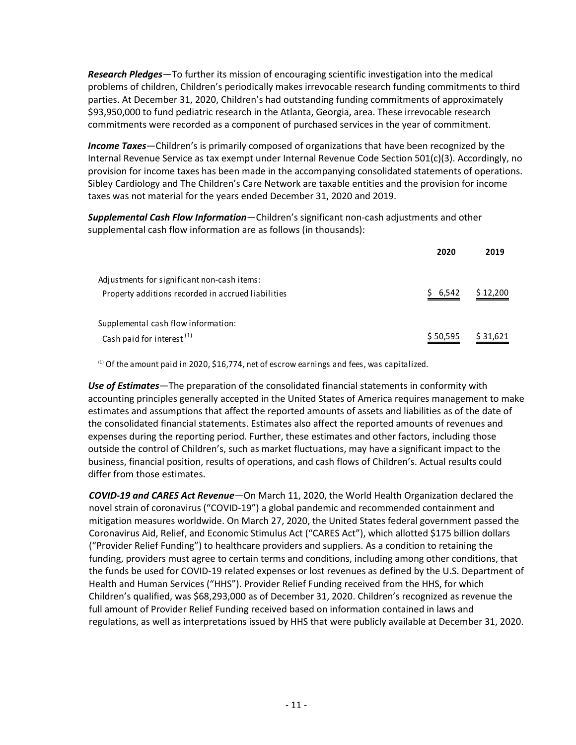***Research Pledges***—To further its mission of encouraging scientific investigation into the medical problems of children, Children's periodically makes irrevocable research funding commitments to third parties. At December 31, 2020, Children's had outstanding funding commitments of approximately $93,950,000 to fund pediatric research in the Atlanta, Georgia, area. These irrevocable research commitments were recorded as a component of purchased services in the year of commitment.

***Income Taxes***—Children's is primarily composed of organizations that have been recognized by the Internal Revenue Service as tax exempt under Internal Revenue Code Section 501(c)(3). Accordingly, no provision for income taxes has been made in the accompanying consolidated statements of operations. Sibley Cardiology and The Children's Care Network are taxable entities and the provision for income taxes was not material for the years ended December 31, 2020 and 2019.

***Supplemental Cash Flow Information***—Children's significant non-cash adjustments and other supplemental cash flow information are as follows (in thousands):

| | 2020 | 2019 |
|---|---|---|
| Adjustments for significant non-cash items: | | |
| Property additions recorded in accrued liabilities | $ 6,542 | $ 12,200 |
| Supplemental cash flow information: | | |
| Cash paid for interest [(1)] | $ 50,595 | $ 31,621 |

[(1)] Of the amount paid in 2020, $16,774, net of escrow earnings and fees, was capitalized.

***Use of Estimates***—The preparation of the consolidated financial statements in conformity with accounting principles generally accepted in the United States of America requires management to make estimates and assumptions that affect the reported amounts of assets and liabilities as of the date of the consolidated financial statements. Estimates also affect the reported amounts of revenues and expenses during the reporting period. Further, these estimates and other factors, including those outside the control of Children's, such as market fluctuations, may have a significant impact to the business, financial position, results of operations, and cash flows of Children's. Actual results could differ from those estimates.

***COVID-19 and CARES Act Revenue***—On March 11, 2020, the World Health Organization declared the novel strain of coronavirus ("COVID-19") a global pandemic and recommended containment and mitigation measures worldwide. On March 27, 2020, the United States federal government passed the Coronavirus Aid, Relief, and Economic Stimulus Act ("CARES Act"), which allotted $175 billion dollars ("Provider Relief Funding") to healthcare providers and suppliers. As a condition to retaining the funding, providers must agree to certain terms and conditions, including among other conditions, that the funds be used for COVID-19 related expenses or lost revenues as defined by the U.S. Department of Health and Human Services ("HHS"). Provider Relief Funding received from the HHS, for which Children's qualified, was $68,293,000 as of December 31, 2020. Children's recognized as revenue the full amount of Provider Relief Funding received based on information contained in laws and regulations, as well as interpretations issued by HHS that were publicly available at December 31, 2020.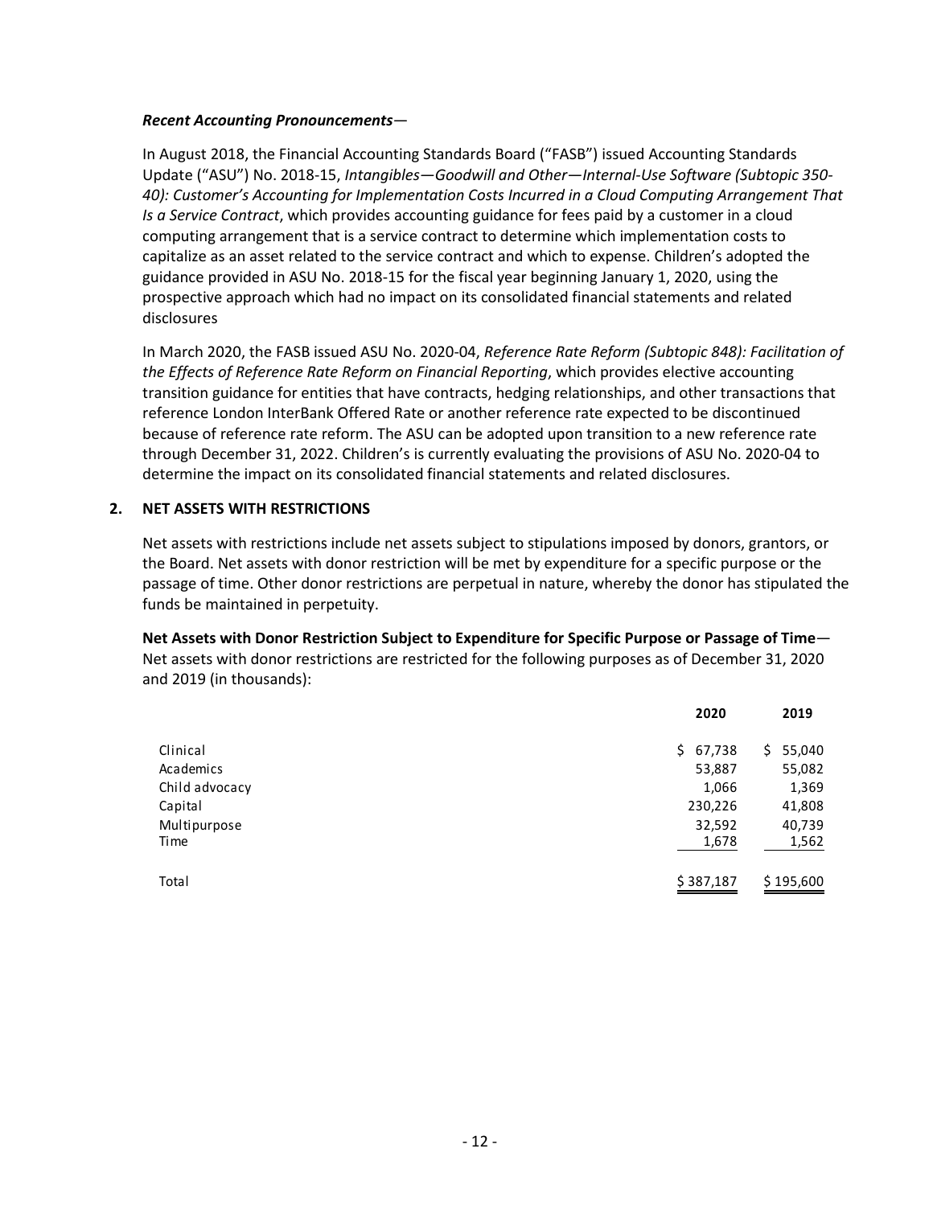*Recent Accounting Pronouncements*—

In August 2018, the Financial Accounting Standards Board ("FASB") issued Accounting Standards Update ("ASU") No. 2018-15, *Intangibles—Goodwill and Other—Internal-Use Software (Subtopic 350-40): Customer's Accounting for Implementation Costs Incurred in a Cloud Computing Arrangement That Is a Service Contract*, which provides accounting guidance for fees paid by a customer in a cloud computing arrangement that is a service contract to determine which implementation costs to capitalize as an asset related to the service contract and which to expense. Children's adopted the guidance provided in ASU No. 2018-15 for the fiscal year beginning January 1, 2020, using the prospective approach which had no impact on its consolidated financial statements and related disclosures

In March 2020, the FASB issued ASU No. 2020-04, *Reference Rate Reform (Subtopic 848): Facilitation of the Effects of Reference Rate Reform on Financial Reporting*, which provides elective accounting transition guidance for entities that have contracts, hedging relationships, and other transactions that reference London InterBank Offered Rate or another reference rate expected to be discontinued because of reference rate reform. The ASU can be adopted upon transition to a new reference rate through December 31, 2022. Children's is currently evaluating the provisions of ASU No. 2020-04 to determine the impact on its consolidated financial statements and related disclosures.

## 2. NET ASSETS WITH RESTRICTIONS

Net assets with restrictions include net assets subject to stipulations imposed by donors, grantors, or the Board. Net assets with donor restriction will be met by expenditure for a specific purpose or the passage of time. Other donor restrictions are perpetual in nature, whereby the donor has stipulated the funds be maintained in perpetuity.

**Net Assets with Donor Restriction Subject to Expenditure for Specific Purpose or Passage of Time**—Net assets with donor restrictions are restricted for the following purposes as of December 31, 2020 and 2019 (in thousands):

| | 2020 | 2019 |
|---|---|---|
| Clinical | $ 67,738 | $ 55,040 |
| Academics | 53,887 | 55,082 |
| Child advocacy | 1,066 | 1,369 |
| Capital | 230,226 | 41,808 |
| Multipurpose | 32,592 | 40,739 |
| Time | 1,678 | 1,562 |
| Total | $ 387,187 | $ 195,600 |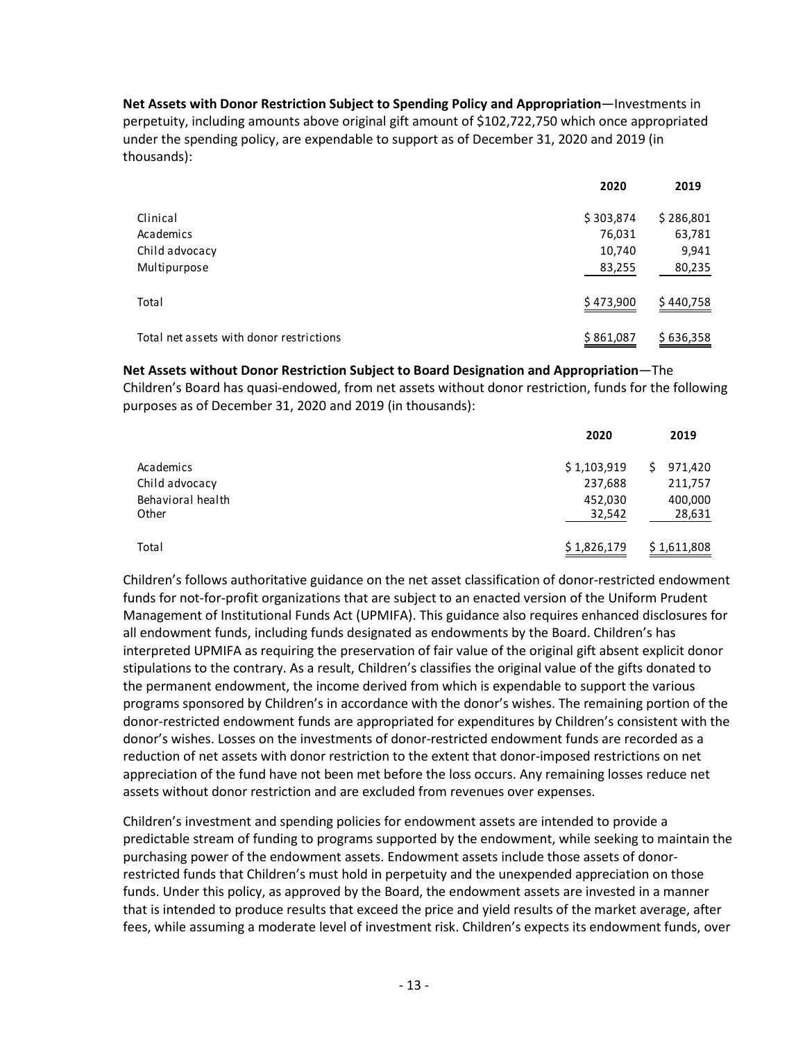**Net Assets with Donor Restriction Subject to Spending Policy and Appropriation**—Investments in perpetuity, including amounts above original gift amount of $102,722,750 which once appropriated under the spending policy, are expendable to support as of December 31, 2020 and 2019 (in thousands):

| | 2020 | 2019 |
|---|---|---|
| Clinical | $ 303,874 | $ 286,801 |
| Academics | 76,031 | 63,781 |
| Child advocacy | 10,740 | 9,941 |
| Multipurpose | 83,255 | 80,235 |
| Total | $ 473,900 | $ 440,758 |
| Total net assets with donor restrictions | $ 861,087 | $ 636,358 |

**Net Assets without Donor Restriction Subject to Board Designation and Appropriation**—The Children's Board has quasi-endowed, from net assets without donor restriction, funds for the following purposes as of December 31, 2020 and 2019 (in thousands):

| | 2020 | 2019 |
|---|---|---|
| Academics | $ 1,103,919 | $ 971,420 |
| Child advocacy | 237,688 | 211,757 |
| Behavioral health | 452,030 | 400,000 |
| Other | 32,542 | 28,631 |
| Total | $ 1,826,179 | $ 1,611,808 |

Children's follows authoritative guidance on the net asset classification of donor-restricted endowment funds for not-for-profit organizations that are subject to an enacted version of the Uniform Prudent Management of Institutional Funds Act (UPMIFA). This guidance also requires enhanced disclosures for all endowment funds, including funds designated as endowments by the Board. Children's has interpreted UPMIFA as requiring the preservation of fair value of the original gift absent explicit donor stipulations to the contrary. As a result, Children's classifies the original value of the gifts donated to the permanent endowment, the income derived from which is expendable to support the various programs sponsored by Children's in accordance with the donor's wishes. The remaining portion of the donor-restricted endowment funds are appropriated for expenditures by Children's consistent with the donor's wishes. Losses on the investments of donor-restricted endowment funds are recorded as a reduction of net assets with donor restriction to the extent that donor-imposed restrictions on net appreciation of the fund have not been met before the loss occurs. Any remaining losses reduce net assets without donor restriction and are excluded from revenues over expenses.

Children's investment and spending policies for endowment assets are intended to provide a predictable stream of funding to programs supported by the endowment, while seeking to maintain the purchasing power of the endowment assets. Endowment assets include those assets of donor-restricted funds that Children's must hold in perpetuity and the unexpended appreciation on those funds. Under this policy, as approved by the Board, the endowment assets are invested in a manner that is intended to produce results that exceed the price and yield results of the market average, after fees, while assuming a moderate level of investment risk. Children's expects its endowment funds, over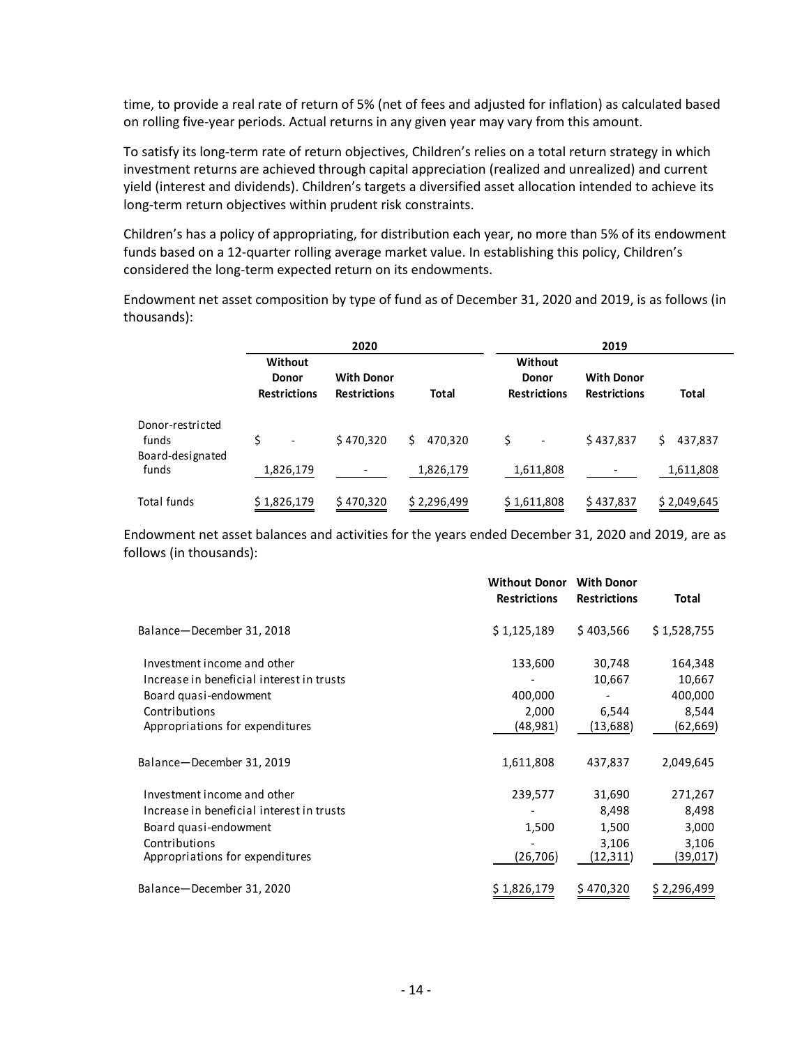time, to provide a real rate of return of 5% (net of fees and adjusted for inflation) as calculated based on rolling five-year periods. Actual returns in any given year may vary from this amount.

To satisfy its long-term rate of return objectives, Children's relies on a total return strategy in which investment returns are achieved through capital appreciation (realized and unrealized) and current yield (interest and dividends). Children's targets a diversified asset allocation intended to achieve its long-term return objectives within prudent risk constraints.

Children's has a policy of appropriating, for distribution each year, no more than 5% of its endowment funds based on a 12-quarter rolling average market value. In establishing this policy, Children's considered the long-term expected return on its endowments.

Endowment net asset composition by type of fund as of December 31, 2020 and 2019, is as follows (in thousands):

| | 2020 | | | 2019 | | |
|---|---|---|---|---|---|---|
| | Without Donor Restrictions | With Donor Restrictions | Total | Without Donor Restrictions | With Donor Restrictions | Total |
| Donor-restricted funds | $ - | $ 470,320 | $ 470,320 | $ - | $ 437,837 | $ 437,837 |
| Board-designated funds | 1,826,179 | - | 1,826,179 | 1,611,808 | - | 1,611,808 |
| Total funds | $ 1,826,179 | $ 470,320 | $ 2,296,499 | $ 1,611,808 | $ 437,837 | $ 2,049,645 |

Endowment net asset balances and activities for the years ended December 31, 2020 and 2019, are as follows (in thousands):

| | Without Donor Restrictions | With Donor Restrictions | Total |
|---|---|---|---|
| Balance—December 31, 2018 | $ 1,125,189 | $ 403,566 | $ 1,528,755 |
| Investment income and other | 133,600 | 30,748 | 164,348 |
| Increase in beneficial interest in trusts | - | 10,667 | 10,667 |
| Board quasi-endowment | 400,000 | - | 400,000 |
| Contributions | 2,000 | 6,544 | 8,544 |
| Appropriations for expenditures | (48,981) | (13,688) | (62,669) |
| Balance—December 31, 2019 | 1,611,808 | 437,837 | 2,049,645 |
| Investment income and other | 239,577 | 31,690 | 271,267 |
| Increase in beneficial interest in trusts | - | 8,498 | 8,498 |
| Board quasi-endowment | 1,500 | 1,500 | 3,000 |
| Contributions | - | 3,106 | 3,106 |
| Appropriations for expenditures | (26,706) | (12,311) | (39,017) |
| Balance—December 31, 2020 | $ 1,826,179 | $ 470,320 | $ 2,296,499 |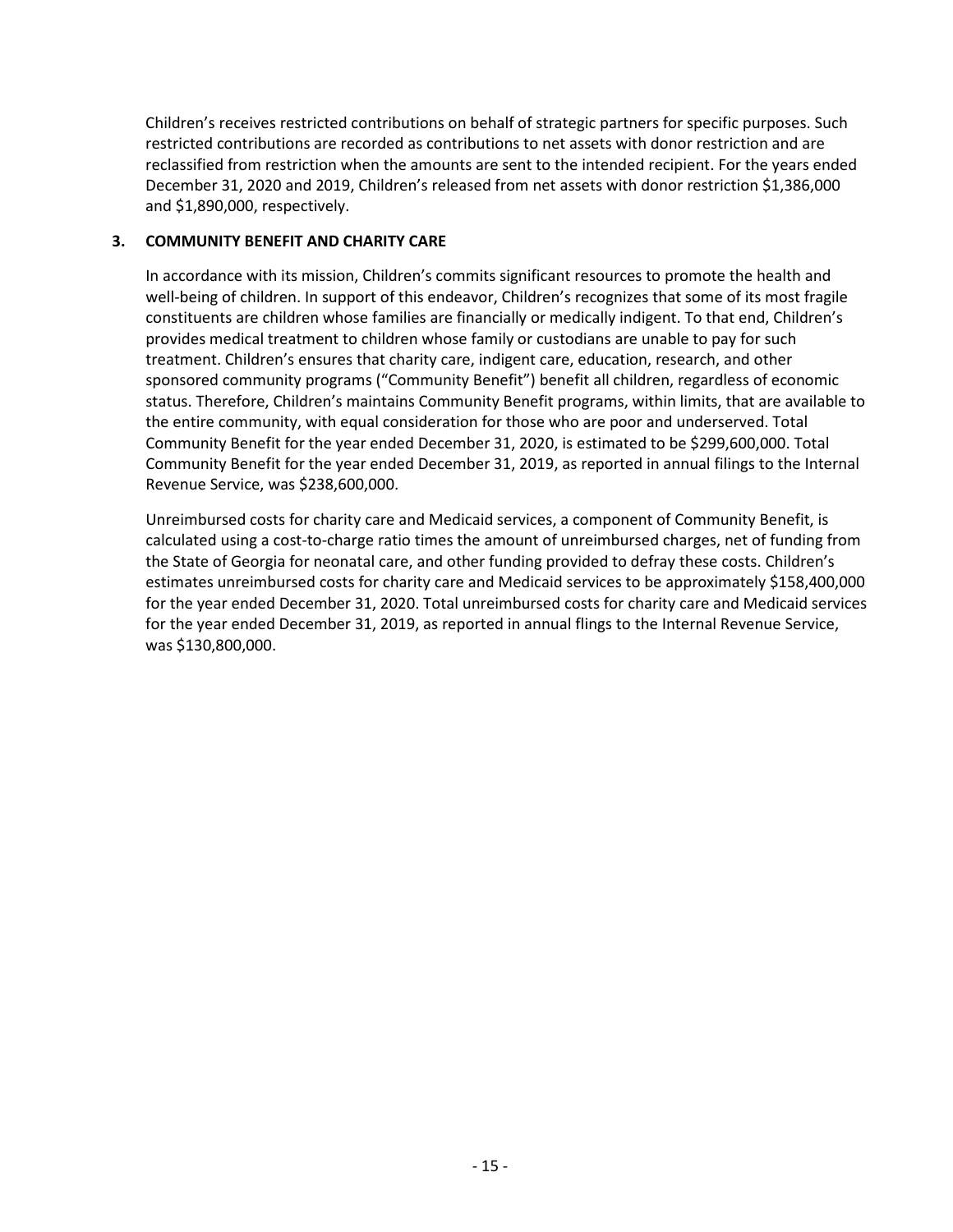Children's receives restricted contributions on behalf of strategic partners for specific purposes. Such restricted contributions are recorded as contributions to net assets with donor restriction and are reclassified from restriction when the amounts are sent to the intended recipient. For the years ended December 31, 2020 and 2019, Children's released from net assets with donor restriction $1,386,000 and $1,890,000, respectively.

## 3. COMMUNITY BENEFIT AND CHARITY CARE

In accordance with its mission, Children's commits significant resources to promote the health and well-being of children. In support of this endeavor, Children's recognizes that some of its most fragile constituents are children whose families are financially or medically indigent. To that end, Children's provides medical treatment to children whose family or custodians are unable to pay for such treatment. Children's ensures that charity care, indigent care, education, research, and other sponsored community programs ("Community Benefit") benefit all children, regardless of economic status. Therefore, Children's maintains Community Benefit programs, within limits, that are available to the entire community, with equal consideration for those who are poor and underserved. Total Community Benefit for the year ended December 31, 2020, is estimated to be $299,600,000. Total Community Benefit for the year ended December 31, 2019, as reported in annual filings to the Internal Revenue Service, was $238,600,000.

Unreimbursed costs for charity care and Medicaid services, a component of Community Benefit, is calculated using a cost-to-charge ratio times the amount of unreimbursed charges, net of funding from the State of Georgia for neonatal care, and other funding provided to defray these costs. Children's estimates unreimbursed costs for charity care and Medicaid services to be approximately $158,400,000 for the year ended December 31, 2020. Total unreimbursed costs for charity care and Medicaid services for the year ended December 31, 2019, as reported in annual flings to the Internal Revenue Service, was $130,800,000.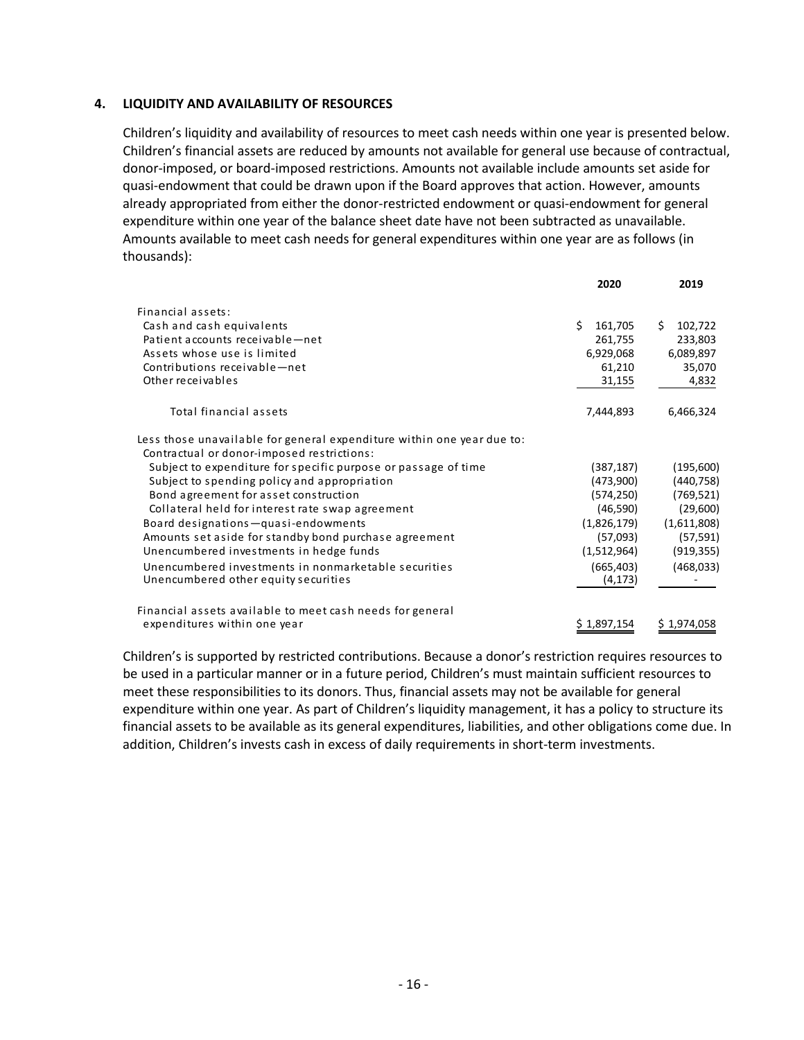## 4. LIQUIDITY AND AVAILABILITY OF RESOURCES

Children's liquidity and availability of resources to meet cash needs within one year is presented below. Children's financial assets are reduced by amounts not available for general use because of contractual, donor-imposed, or board-imposed restrictions. Amounts not available include amounts set aside for quasi-endowment that could be drawn upon if the Board approves that action. However, amounts already appropriated from either the donor-restricted endowment or quasi-endowment for general expenditure within one year of the balance sheet date have not been subtracted as unavailable. Amounts available to meet cash needs for general expenditures within one year are as follows (in thousands):

| | 2020 | 2019 |
|---|---|---|
| Financial assets: | | |
| Cash and cash equivalents | $ 161,705 | $ 102,722 |
| Patient accounts receivable—net | 261,755 | 233,803 |
| Assets whose use is limited | 6,929,068 | 6,089,897 |
| Contributions receivable—net | 61,210 | 35,070 |
| Other receivables | 31,155 | 4,832 |
| Total financial assets | 7,444,893 | 6,466,324 |
| Less those unavailable for general expenditure within one year due to: | | |
| Contractual or donor-imposed restrictions: | | |
| Subject to expenditure for specific purpose or passage of time | (387,187) | (195,600) |
| Subject to spending policy and appropriation | (473,900) | (440,758) |
| Bond agreement for asset construction | (574,250) | (769,521) |
| Collateral held for interest rate swap agreement | (46,590) | (29,600) |
| Board designations—quasi-endowments | (1,826,179) | (1,611,808) |
| Amounts set aside for standby bond purchase agreement | (57,093) | (57,591) |
| Unencumbered investments in hedge funds | (1,512,964) | (919,355) |
| Unencumbered investments in nonmarketable securities | (665,403) | (468,033) |
| Unencumbered other equity securities | (4,173) | - |
| Financial assets available to meet cash needs for general expenditures within one year | $ 1,897,154 | $ 1,974,058 |

Children's is supported by restricted contributions. Because a donor's restriction requires resources to be used in a particular manner or in a future period, Children's must maintain sufficient resources to meet these responsibilities to its donors. Thus, financial assets may not be available for general expenditure within one year. As part of Children's liquidity management, it has a policy to structure its financial assets to be available as its general expenditures, liabilities, and other obligations come due. In addition, Children's invests cash in excess of daily requirements in short-term investments.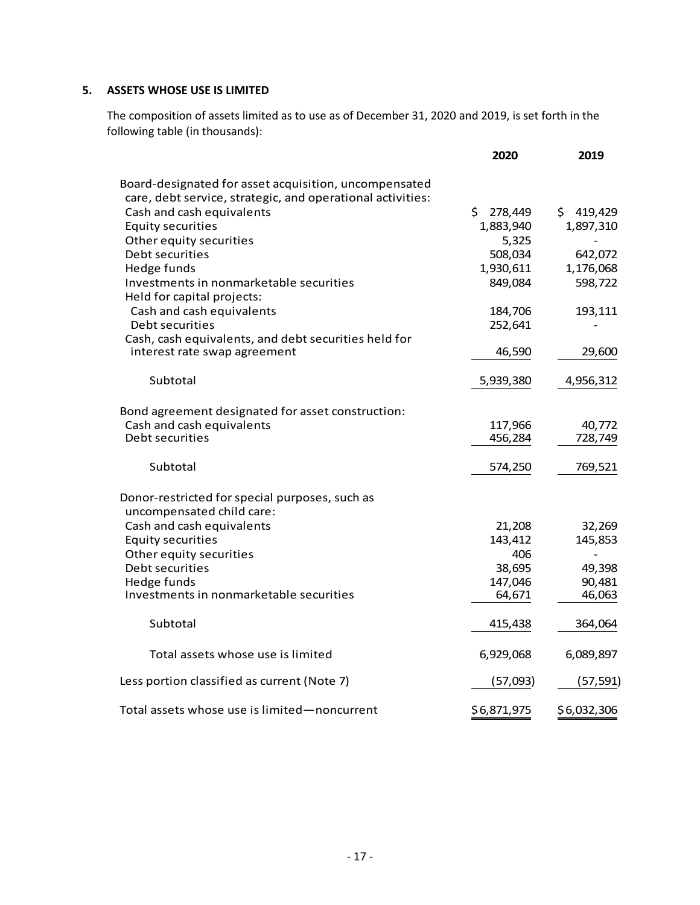## 5. ASSETS WHOSE USE IS LIMITED

The composition of assets limited as to use as of December 31, 2020 and 2019, is set forth in the following table (in thousands):

| | 2020 | 2019 |
|---|---|---|
| Board-designated for asset acquisition, uncompensated care, debt service, strategic, and operational activities: | | |
| Cash and cash equivalents | $ 278,449 | $ 419,429 |
| Equity securities | 1,883,940 | 1,897,310 |
| Other equity securities | 5,325 | - |
| Debt securities | 508,034 | 642,072 |
| Hedge funds | 1,930,611 | 1,176,068 |
| Investments in nonmarketable securities | 849,084 | 598,722 |
| Held for capital projects: | | |
| Cash and cash equivalents | 184,706 | 193,111 |
| Debt securities | 252,641 | - |
| Cash, cash equivalents, and debt securities held for interest rate swap agreement | 46,590 | 29,600 |
| Subtotal | 5,939,380 | 4,956,312 |
| Bond agreement designated for asset construction: | | |
| Cash and cash equivalents | 117,966 | 40,772 |
| Debt securities | 456,284 | 728,749 |
| Subtotal | 574,250 | 769,521 |
| Donor-restricted for special purposes, such as uncompensated child care: | | |
| Cash and cash equivalents | 21,208 | 32,269 |
| Equity securities | 143,412 | 145,853 |
| Other equity securities | 406 | - |
| Debt securities | 38,695 | 49,398 |
| Hedge funds | 147,046 | 90,481 |
| Investments in nonmarketable securities | 64,671 | 46,063 |
| Subtotal | 415,438 | 364,064 |
| Total assets whose use is limited | 6,929,068 | 6,089,897 |
| Less portion classified as current (Note 7) | (57,093) | (57,591) |
| Total assets whose use is limited—noncurrent | $ 6,871,975 | $ 6,032,306 |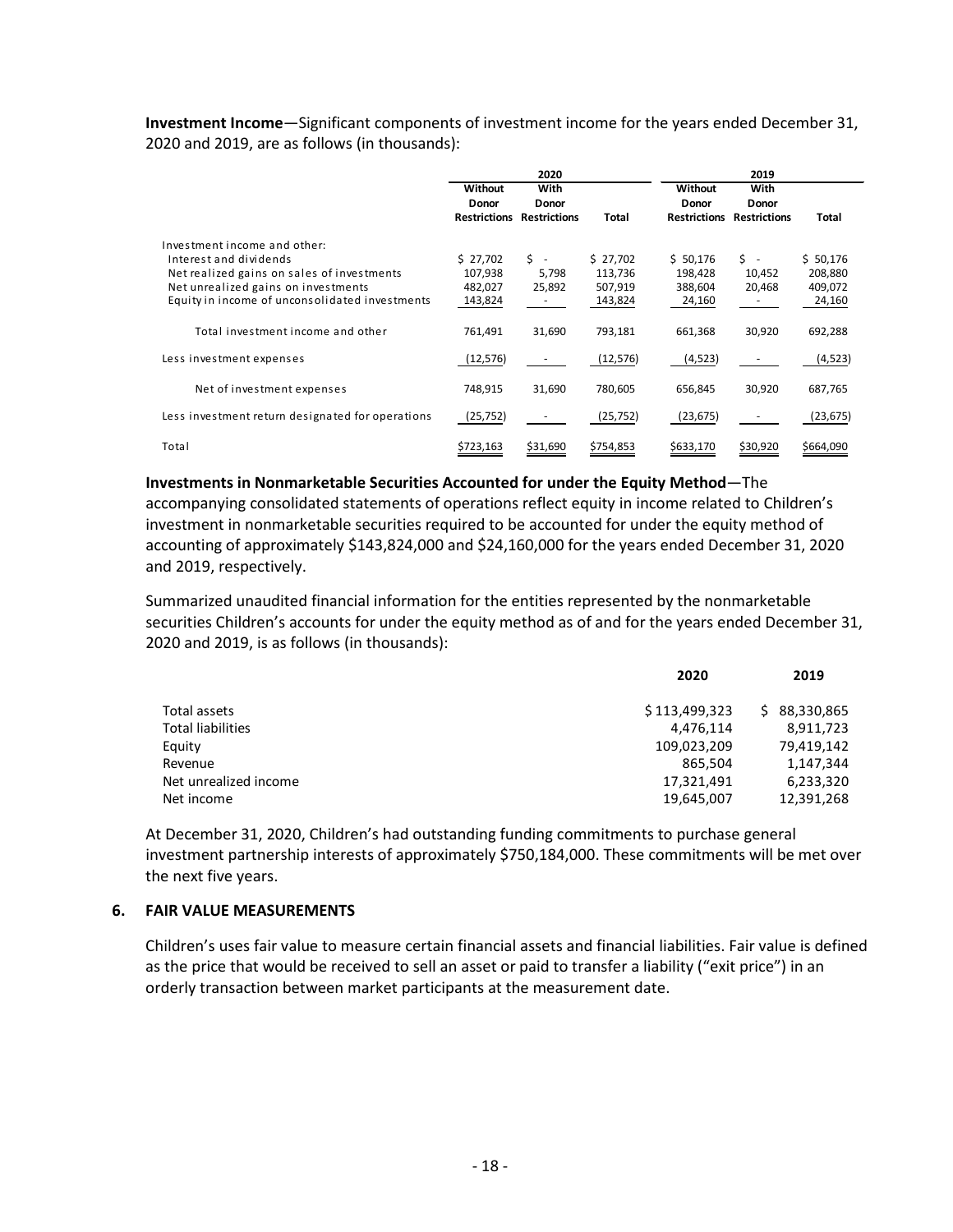**Investment Income**—Significant components of investment income for the years ended December 31, 2020 and 2019, are as follows (in thousands):

| | 2020 | | | 2019 | | |
|---|---|---|---|---|---|---|
| | Without Donor Restrictions | With Donor Restrictions | Total | Without Donor Restrictions | With Donor Restrictions | Total |
| Investment income and other: | | | | | | |
| Interest and dividends | $ 27,702 | $ - | $ 27,702 | $ 50,176 | $ - | $ 50,176 |
| Net realized gains on sales of investments | 107,938 | 5,798 | 113,736 | 198,428 | 10,452 | 208,880 |
| Net unrealized gains on investments | 482,027 | 25,892 | 507,919 | 388,604 | 20,468 | 409,072 |
| Equity in income of unconsolidated investments | 143,824 | - | 143,824 | 24,160 | - | 24,160 |
| Total investment income and other | 761,491 | 31,690 | 793,181 | 661,368 | 30,920 | 692,288 |
| Less investment expenses | (12,576) | - | (12,576) | (4,523) | - | (4,523) |
| Net of investment expenses | 748,915 | 31,690 | 780,605 | 656,845 | 30,920 | 687,765 |
| Less investment return designated for operations | (25,752) | - | (25,752) | (23,675) | - | (23,675) |
| Total | $723,163 | $31,690 | $754,853 | $633,170 | $30,920 | $664,090 |

**Investments in Nonmarketable Securities Accounted for under the Equity Method**—The accompanying consolidated statements of operations reflect equity in income related to Children's investment in nonmarketable securities required to be accounted for under the equity method of accounting of approximately $143,824,000 and $24,160,000 for the years ended December 31, 2020 and 2019, respectively.

Summarized unaudited financial information for the entities represented by the nonmarketable securities Children's accounts for under the equity method as of and for the years ended December 31, 2020 and 2019, is as follows (in thousands):

| | 2020 | 2019 |
|---|---|---|
| Total assets | $ 113,499,323 | $ 88,330,865 |
| Total liabilities | 4,476,114 | 8,911,723 |
| Equity | 109,023,209 | 79,419,142 |
| Revenue | 865,504 | 1,147,344 |
| Net unrealized income | 17,321,491 | 6,233,320 |
| Net income | 19,645,007 | 12,391,268 |

At December 31, 2020, Children's had outstanding funding commitments to purchase general investment partnership interests of approximately $750,184,000. These commitments will be met over the next five years.

## 6. FAIR VALUE MEASUREMENTS

Children's uses fair value to measure certain financial assets and financial liabilities. Fair value is defined as the price that would be received to sell an asset or paid to transfer a liability ("exit price") in an orderly transaction between market participants at the measurement date.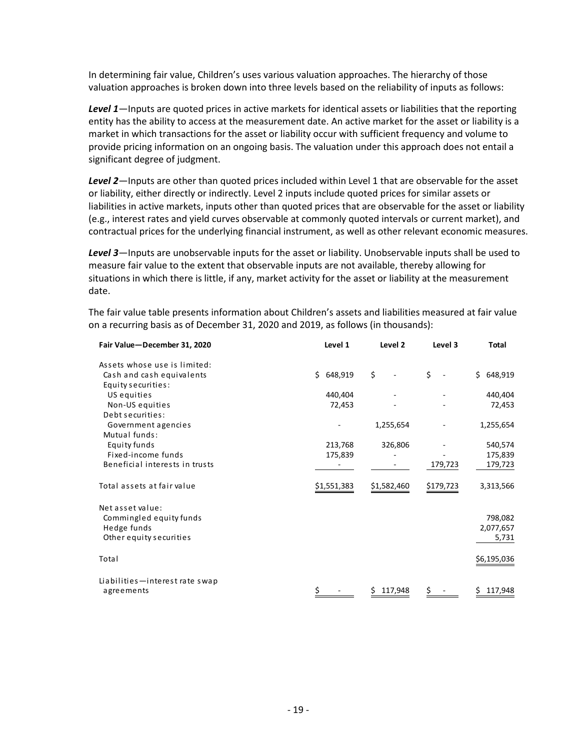In determining fair value, Children's uses various valuation approaches. The hierarchy of those valuation approaches is broken down into three levels based on the reliability of inputs as follows:

***Level 1***—Inputs are quoted prices in active markets for identical assets or liabilities that the reporting entity has the ability to access at the measurement date. An active market for the asset or liability is a market in which transactions for the asset or liability occur with sufficient frequency and volume to provide pricing information on an ongoing basis. The valuation under this approach does not entail a significant degree of judgment.

***Level 2***—Inputs are other than quoted prices included within Level 1 that are observable for the asset or liability, either directly or indirectly. Level 2 inputs include quoted prices for similar assets or liabilities in active markets, inputs other than quoted prices that are observable for the asset or liability (e.g., interest rates and yield curves observable at commonly quoted intervals or current market), and contractual prices for the underlying financial instrument, as well as other relevant economic measures.

***Level 3***—Inputs are unobservable inputs for the asset or liability. Unobservable inputs shall be used to measure fair value to the extent that observable inputs are not available, thereby allowing for situations in which there is little, if any, market activity for the asset or liability at the measurement date.

The fair value table presents information about Children's assets and liabilities measured at fair value on a recurring basis as of December 31, 2020 and 2019, as follows (in thousands):

| Fair Value—December 31, 2020 | Level 1 | Level 2 | Level 3 | Total |
|---|---|---|---|---|
| Assets whose use is limited: | | | | |
| Cash and cash equivalents | $ 648,919 | $ - | $ - | $ 648,919 |
| Equity securities: | | | | |
| US equities | 440,404 | - | - | 440,404 |
| Non-US equities | 72,453 | - | - | 72,453 |
| Debt securities: | | | | |
| Government agencies | - | 1,255,654 | - | 1,255,654 |
| Mutual funds: | | | | |
| Equity funds | 213,768 | 326,806 | - | 540,574 |
| Fixed-income funds | 175,839 | - | - | 175,839 |
| Beneficial interests in trusts | - | - | 179,723 | 179,723 |
| Total assets at fair value | $1,551,383 | $1,582,460 | $179,723 | 3,313,566 |
| Net asset value: | | | | |
| Commingled equity funds | | | | 798,082 |
| Hedge funds | | | | 2,077,657 |
| Other equity securities | | | | 5,731 |
| Total | | | | $6,195,036 |
| Liabilities—interest rate swap agreements | $ - | $ 117,948 | $ - | $ 117,948 |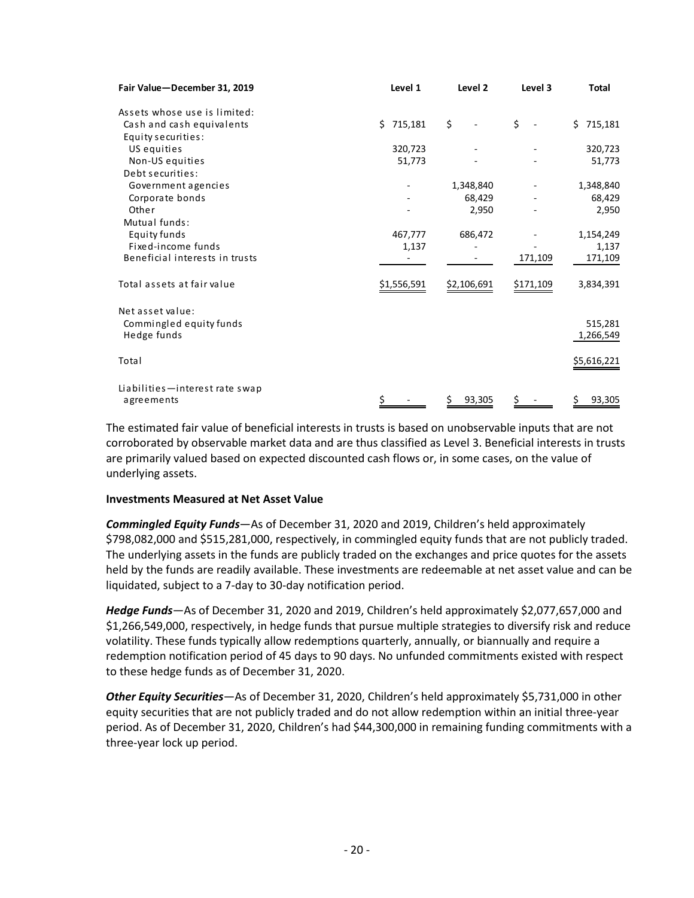| Fair Value—December 31, 2019 | Level 1 | Level 2 | Level 3 | Total |
|---|---|---|---|---|
| Assets whose use is limited: | | | | |
| Cash and cash equivalents | $ 715,181 | $ - | $ - | $ 715,181 |
| Equity securities: | | | | |
| US equities | 320,723 | - | - | 320,723 |
| Non-US equities | 51,773 | - | - | 51,773 |
| Debt securities: | | | | |
| Government agencies | - | 1,348,840 | - | 1,348,840 |
| Corporate bonds | - | 68,429 | - | 68,429 |
| Other | - | 2,950 | - | 2,950 |
| Mutual funds: | | | | |
| Equity funds | 467,777 | 686,472 | - | 1,154,249 |
| Fixed-income funds | 1,137 | - | - | 1,137 |
| Beneficial interests in trusts | - | - | 171,109 | 171,109 |
| Total assets at fair value | $1,556,591 | $2,106,691 | $171,109 | 3,834,391 |
| Net asset value: | | | | |
| Commingled equity funds | | | | 515,281 |
| Hedge funds | | | | 1,266,549 |
| Total | | | | $5,616,221 |
| Liabilities—interest rate swap agreements | $ - | $ 93,305 | $ - | $ 93,305 |

The estimated fair value of beneficial interests in trusts is based on unobservable inputs that are not corroborated by observable market data and are thus classified as Level 3. Beneficial interests in trusts are primarily valued based on expected discounted cash flows or, in some cases, on the value of underlying assets.

**Investments Measured at Net Asset Value**

***Commingled Equity Funds***—As of December 31, 2020 and 2019, Children's held approximately $798,082,000 and $515,281,000, respectively, in commingled equity funds that are not publicly traded. The underlying assets in the funds are publicly traded on the exchanges and price quotes for the assets held by the funds are readily available. These investments are redeemable at net asset value and can be liquidated, subject to a 7-day to 30-day notification period.

***Hedge Funds***—As of December 31, 2020 and 2019, Children's held approximately $2,077,657,000 and $1,266,549,000, respectively, in hedge funds that pursue multiple strategies to diversify risk and reduce volatility. These funds typically allow redemptions quarterly, annually, or biannually and require a redemption notification period of 45 days to 90 days. No unfunded commitments existed with respect to these hedge funds as of December 31, 2020.

***Other Equity Securities***—As of December 31, 2020, Children's held approximately $5,731,000 in other equity securities that are not publicly traded and do not allow redemption within an initial three-year period. As of December 31, 2020, Children's had $44,300,000 in remaining funding commitments with a three-year lock up period.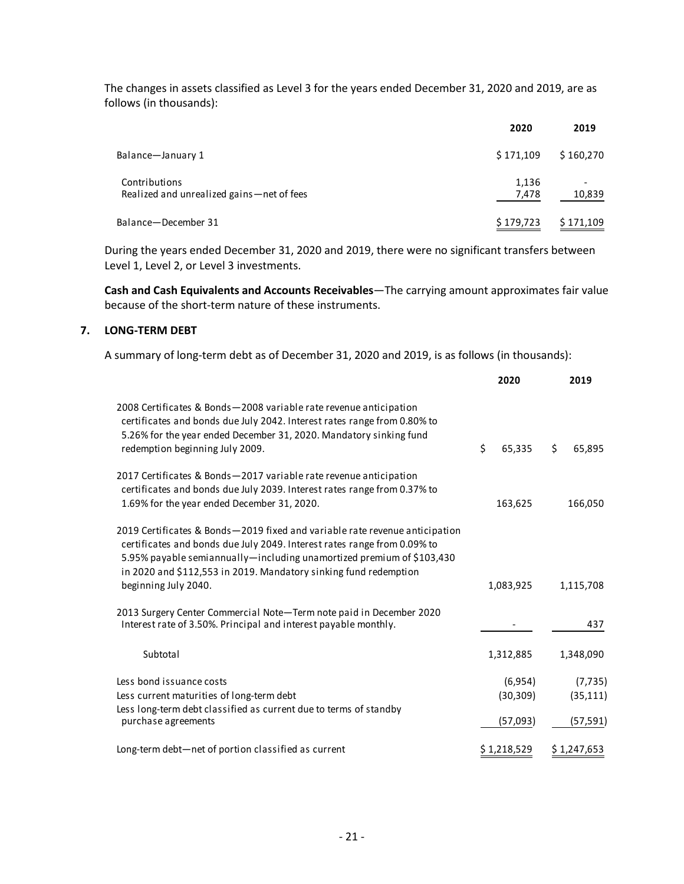The changes in assets classified as Level 3 for the years ended December 31, 2020 and 2019, are as follows (in thousands):

| | 2020 | 2019 |
|---|---|---|
| Balance—January 1 | $ 171,109 | $ 160,270 |
| Contributions | 1,136 | - |
| Realized and unrealized gains—net of fees | 7,478 | 10,839 |
| Balance—December 31 | $ 179,723 | $ 171,109 |

During the years ended December 31, 2020 and 2019, there were no significant transfers between Level 1, Level 2, or Level 3 investments.

**Cash and Cash Equivalents and Accounts Receivables**—The carrying amount approximates fair value because of the short-term nature of these instruments.

## 7. LONG-TERM DEBT

A summary of long-term debt as of December 31, 2020 and 2019, is as follows (in thousands):

| | 2020 | 2019 |
|---|---|---|
| 2008 Certificates & Bonds—2008 variable rate revenue anticipation certificates and bonds due July 2042. Interest rates range from 0.80% to 5.26% for the year ended December 31, 2020. Mandatory sinking fund redemption beginning July 2009. | $ 65,335 | $ 65,895 |
| 2017 Certificates & Bonds—2017 variable rate revenue anticipation certificates and bonds due July 2039. Interest rates range from 0.37% to 1.69% for the year ended December 31, 2020. | 163,625 | 166,050 |
| 2019 Certificates & Bonds—2019 fixed and variable rate revenue anticipation certificates and bonds due July 2049. Interest rates range from 0.09% to 5.95% payable semiannually—including unamortized premium of $103,430 in 2020 and $112,553 in 2019. Mandatory sinking fund redemption beginning July 2040. | 1,083,925 | 1,115,708 |
| 2013 Surgery Center Commercial Note—Term note paid in December 2020 Interest rate of 3.50%. Principal and interest payable monthly. | - | 437 |
| Subtotal | 1,312,885 | 1,348,090 |
| Less bond issuance costs | (6,954) | (7,735) |
| Less current maturities of long-term debt | (30,309) | (35,111) |
| Less long-term debt classified as current due to terms of standby purchase agreements | (57,093) | (57,591) |
| Long-term debt—net of portion classified as current | $ 1,218,529 | $ 1,247,653 |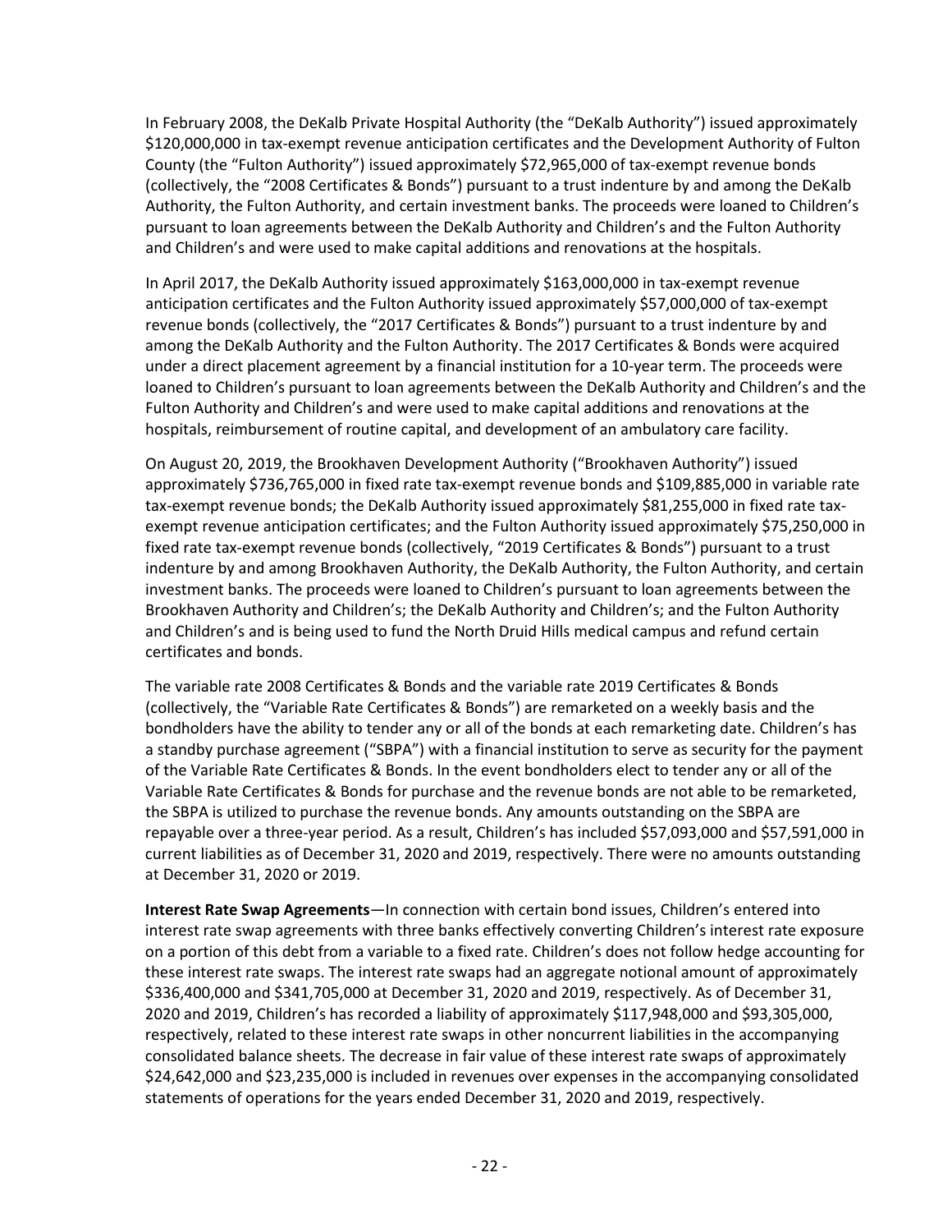In February 2008, the DeKalb Private Hospital Authority (the "DeKalb Authority") issued approximately $120,000,000 in tax-exempt revenue anticipation certificates and the Development Authority of Fulton County (the "Fulton Authority") issued approximately $72,965,000 of tax-exempt revenue bonds (collectively, the "2008 Certificates & Bonds") pursuant to a trust indenture by and among the DeKalb Authority, the Fulton Authority, and certain investment banks. The proceeds were loaned to Children's pursuant to loan agreements between the DeKalb Authority and Children's and the Fulton Authority and Children's and were used to make capital additions and renovations at the hospitals.

In April 2017, the DeKalb Authority issued approximately $163,000,000 in tax-exempt revenue anticipation certificates and the Fulton Authority issued approximately $57,000,000 of tax-exempt revenue bonds (collectively, the "2017 Certificates & Bonds") pursuant to a trust indenture by and among the DeKalb Authority and the Fulton Authority. The 2017 Certificates & Bonds were acquired under a direct placement agreement by a financial institution for a 10-year term. The proceeds were loaned to Children's pursuant to loan agreements between the DeKalb Authority and Children's and the Fulton Authority and Children's and were used to make capital additions and renovations at the hospitals, reimbursement of routine capital, and development of an ambulatory care facility.

On August 20, 2019, the Brookhaven Development Authority ("Brookhaven Authority") issued approximately $736,765,000 in fixed rate tax-exempt revenue bonds and $109,885,000 in variable rate tax-exempt revenue bonds; the DeKalb Authority issued approximately $81,255,000 in fixed rate tax-exempt revenue anticipation certificates; and the Fulton Authority issued approximately $75,250,000 in fixed rate tax-exempt revenue bonds (collectively, "2019 Certificates & Bonds") pursuant to a trust indenture by and among Brookhaven Authority, the DeKalb Authority, the Fulton Authority, and certain investment banks. The proceeds were loaned to Children's pursuant to loan agreements between the Brookhaven Authority and Children's; the DeKalb Authority and Children's; and the Fulton Authority and Children's and is being used to fund the North Druid Hills medical campus and refund certain certificates and bonds.

The variable rate 2008 Certificates & Bonds and the variable rate 2019 Certificates & Bonds (collectively, the "Variable Rate Certificates & Bonds") are remarketed on a weekly basis and the bondholders have the ability to tender any or all of the bonds at each remarketing date. Children's has a standby purchase agreement ("SBPA") with a financial institution to serve as security for the payment of the Variable Rate Certificates & Bonds. In the event bondholders elect to tender any or all of the Variable Rate Certificates & Bonds for purchase and the revenue bonds are not able to be remarketed, the SBPA is utilized to purchase the revenue bonds. Any amounts outstanding on the SBPA are repayable over a three-year period. As a result, Children's has included $57,093,000 and $57,591,000 in current liabilities as of December 31, 2020 and 2019, respectively. There were no amounts outstanding at December 31, 2020 or 2019.

**Interest Rate Swap Agreements**—In connection with certain bond issues, Children's entered into interest rate swap agreements with three banks effectively converting Children's interest rate exposure on a portion of this debt from a variable to a fixed rate. Children's does not follow hedge accounting for these interest rate swaps. The interest rate swaps had an aggregate notional amount of approximately $336,400,000 and $341,705,000 at December 31, 2020 and 2019, respectively. As of December 31, 2020 and 2019, Children's has recorded a liability of approximately $117,948,000 and $93,305,000, respectively, related to these interest rate swaps in other noncurrent liabilities in the accompanying consolidated balance sheets. The decrease in fair value of these interest rate swaps of approximately $24,642,000 and $23,235,000 is included in revenues over expenses in the accompanying consolidated statements of operations for the years ended December 31, 2020 and 2019, respectively.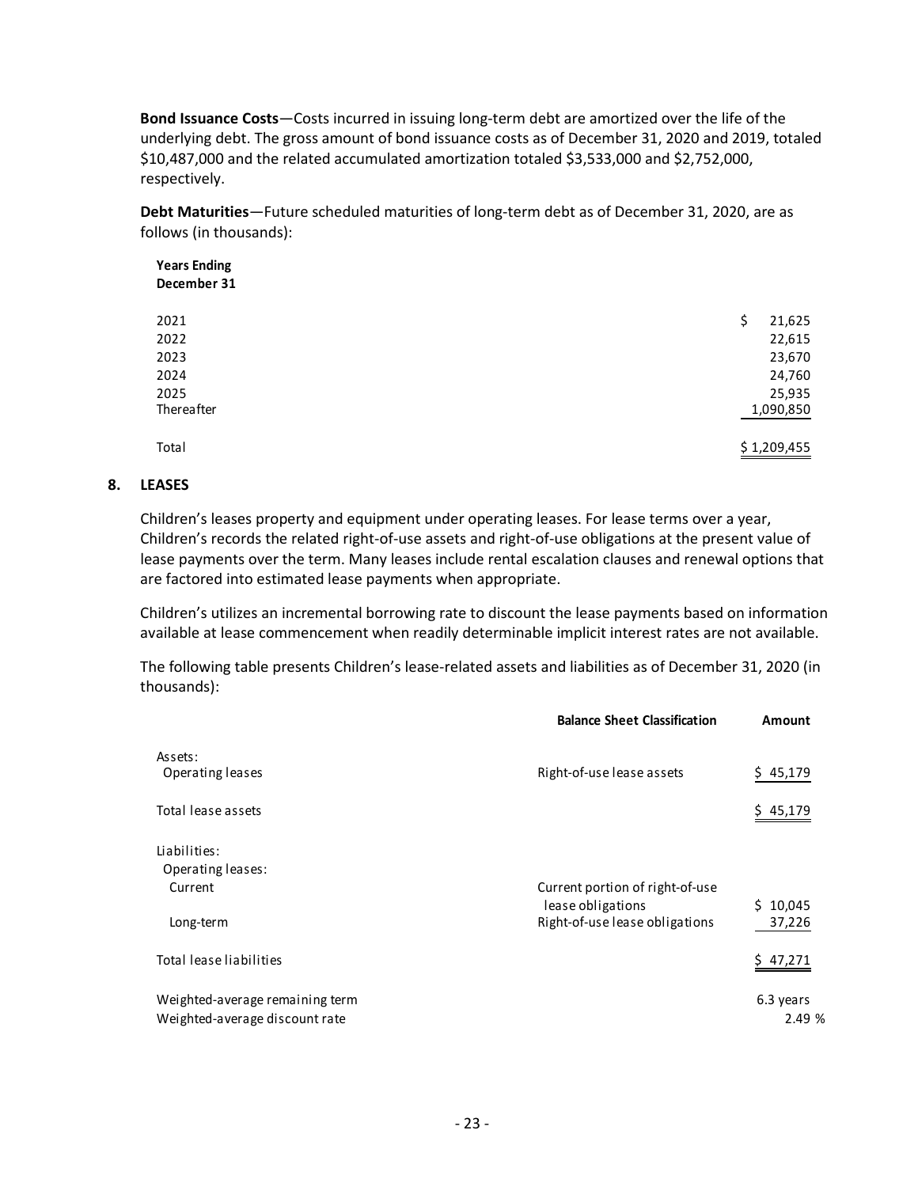**Bond Issuance Costs**—Costs incurred in issuing long-term debt are amortized over the life of the underlying debt. The gross amount of bond issuance costs as of December 31, 2020 and 2019, totaled \$10,487,000 and the related accumulated amortization totaled \$3,533,000 and \$2,752,000, respectively.

**Debt Maturities**—Future scheduled maturities of long-term debt as of December 31, 2020, are as follows (in thousands):

| Years Ending December 31 | |
|---|---|
| 2021 | \$ 21,625 |
| 2022 | 22,615 |
| 2023 | 23,670 |
| 2024 | 24,760 |
| 2025 | 25,935 |
| Thereafter | 1,090,850 |
| Total | \$ 1,209,455 |

## 8. LEASES

Children's leases property and equipment under operating leases. For lease terms over a year, Children's records the related right-of-use assets and right-of-use obligations at the present value of lease payments over the term. Many leases include rental escalation clauses and renewal options that are factored into estimated lease payments when appropriate.

Children's utilizes an incremental borrowing rate to discount the lease payments based on information available at lease commencement when readily determinable implicit interest rates are not available.

The following table presents Children's lease-related assets and liabilities as of December 31, 2020 (in thousands):

| | Balance Sheet Classification | Amount |
|---|---|---|
| Assets: | | |
| Operating leases | Right-of-use lease assets | \$ 45,179 |
| Total lease assets | | \$ 45,179 |
| Liabilities: | | |
| Operating leases: | | |
| Current | Current portion of right-of-use lease obligations | \$ 10,045 |
| Long-term | Right-of-use lease obligations | 37,226 |
| Total lease liabilities | | \$ 47,271 |
| Weighted-average remaining term | | 6.3 years |
| Weighted-average discount rate | | 2.49 % |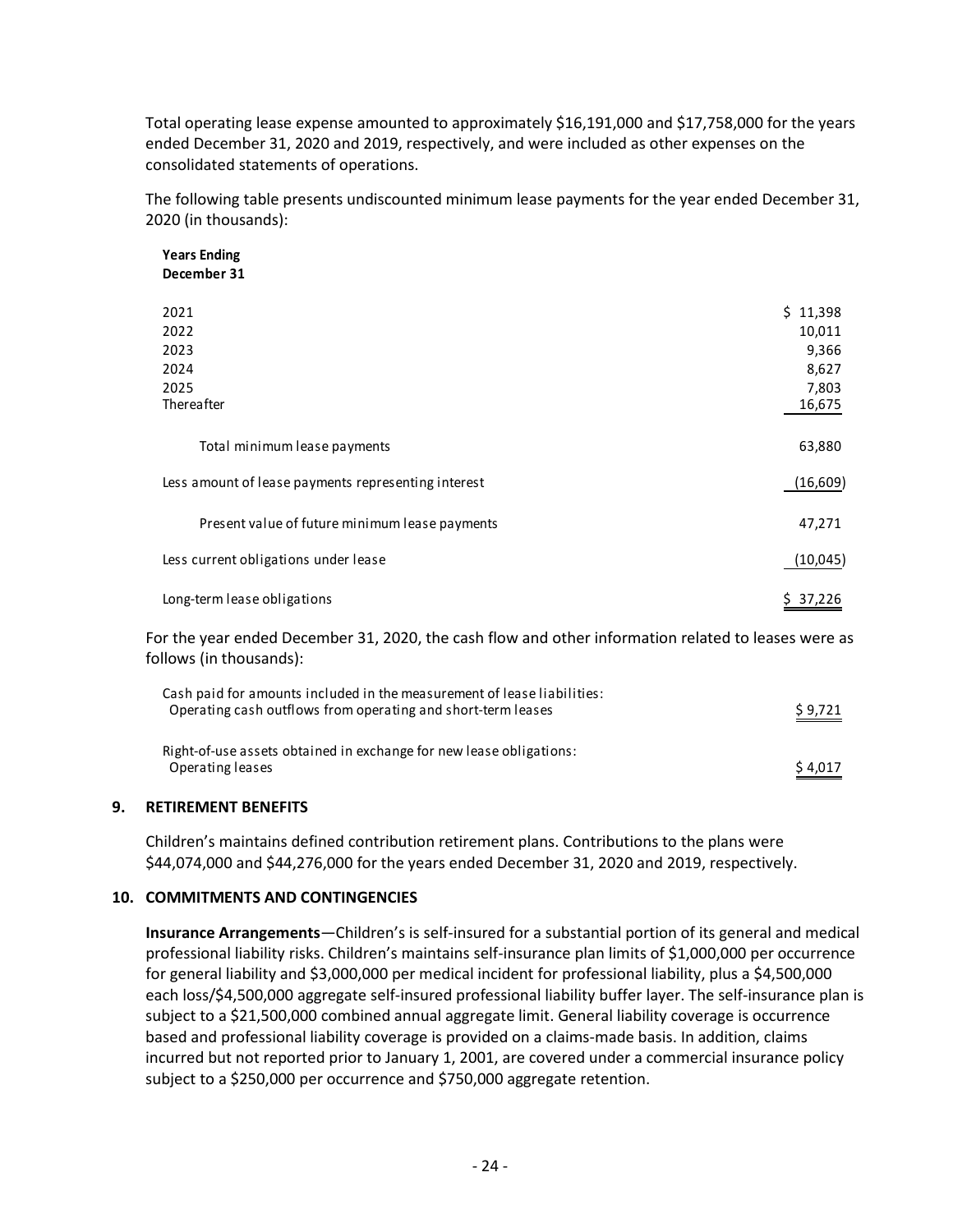Total operating lease expense amounted to approximately $16,191,000 and $17,758,000 for the years ended December 31, 2020 and 2019, respectively, and were included as other expenses on the consolidated statements of operations.

The following table presents undiscounted minimum lease payments for the year ended December 31, 2020 (in thousands):

| **Years Ending December 31** | |
|---|---|
| 2021 | $ 11,398 |
| 2022 | 10,011 |
| 2023 | 9,366 |
| 2024 | 8,627 |
| 2025 | 7,803 |
| Thereafter | 16,675 |
| Total minimum lease payments | 63,880 |
| Less amount of lease payments representing interest | (16,609) |
| Present value of future minimum lease payments | 47,271 |
| Less current obligations under lease | (10,045) |
| Long-term lease obligations | $ 37,226 |

For the year ended December 31, 2020, the cash flow and other information related to leases were as follows (in thousands):

| | |
|---|---|
| Cash paid for amounts included in the measurement of lease liabilities: | |
| Operating cash outflows from operating and short-term leases | $ 9,721 |
| Right-of-use assets obtained in exchange for new lease obligations: | |
| Operating leases | $ 4,017 |

## 9. RETIREMENT BENEFITS

Children's maintains defined contribution retirement plans. Contributions to the plans were $44,074,000 and $44,276,000 for the years ended December 31, 2020 and 2019, respectively.

## 10. COMMITMENTS AND CONTINGENCIES

**Insurance Arrangements**—Children's is self-insured for a substantial portion of its general and medical professional liability risks. Children's maintains self-insurance plan limits of $1,000,000 per occurrence for general liability and $3,000,000 per medical incident for professional liability, plus a $4,500,000 each loss/$4,500,000 aggregate self-insured professional liability buffer layer. The self-insurance plan is subject to a $21,500,000 combined annual aggregate limit. General liability coverage is occurrence based and professional liability coverage is provided on a claims-made basis. In addition, claims incurred but not reported prior to January 1, 2001, are covered under a commercial insurance policy subject to a $250,000 per occurrence and $750,000 aggregate retention.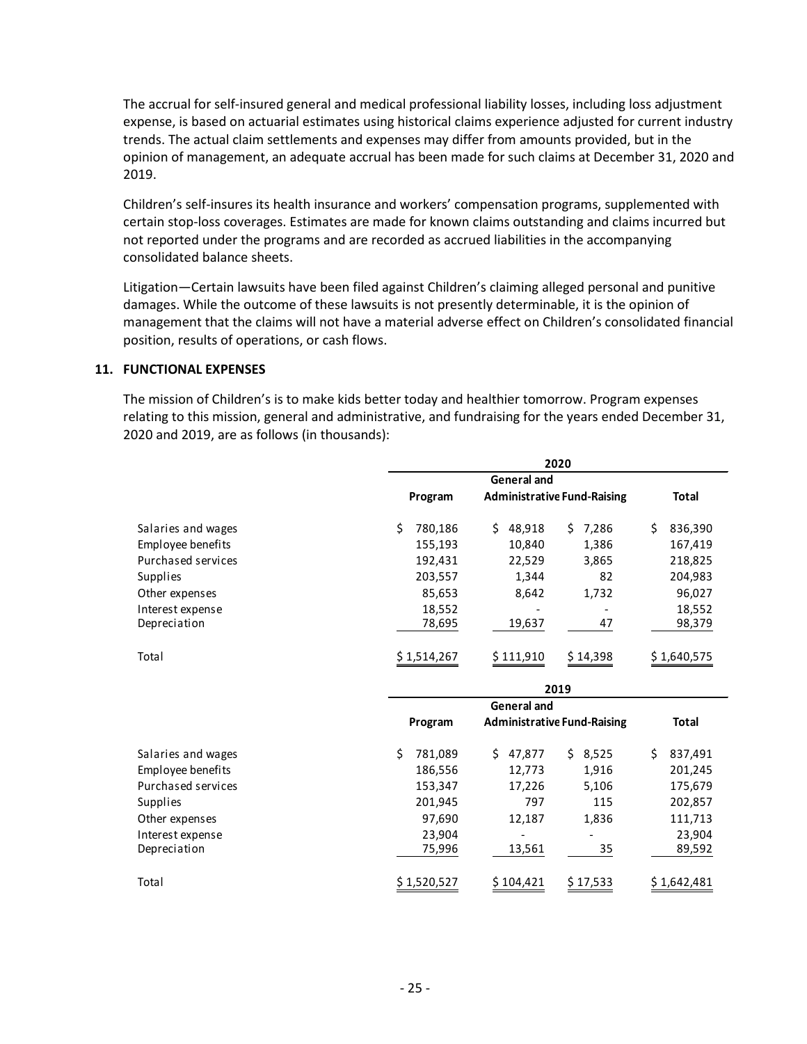The accrual for self-insured general and medical professional liability losses, including loss adjustment expense, is based on actuarial estimates using historical claims experience adjusted for current industry trends. The actual claim settlements and expenses may differ from amounts provided, but in the opinion of management, an adequate accrual has been made for such claims at December 31, 2020 and 2019.

Children's self-insures its health insurance and workers' compensation programs, supplemented with certain stop-loss coverages. Estimates are made for known claims outstanding and claims incurred but not reported under the programs and are recorded as accrued liabilities in the accompanying consolidated balance sheets.

Litigation—Certain lawsuits have been filed against Children's claiming alleged personal and punitive damages. While the outcome of these lawsuits is not presently determinable, it is the opinion of management that the claims will not have a material adverse effect on Children's consolidated financial position, results of operations, or cash flows.

## 11. FUNCTIONAL EXPENSES

The mission of Children's is to make kids better today and healthier tomorrow. Program expenses relating to this mission, general and administrative, and fundraising for the years ended December 31, 2020 and 2019, are as follows (in thousands):

| | 2020 | | | |
|---|---|---|---|---|
| | Program | General and Administrative | Fund-Raising | Total |
| Salaries and wages | $ 780,186 | $ 48,918 | $ 7,286 | $ 836,390 |
| Employee benefits | 155,193 | 10,840 | 1,386 | 167,419 |
| Purchased services | 192,431 | 22,529 | 3,865 | 218,825 |
| Supplies | 203,557 | 1,344 | 82 | 204,983 |
| Other expenses | 85,653 | 8,642 | 1,732 | 96,027 |
| Interest expense | 18,552 | - | - | 18,552 |
| Depreciation | 78,695 | 19,637 | 47 | 98,379 |
| Total | $ 1,514,267 | $ 111,910 | $ 14,398 | $ 1,640,575 |

| | 2019 | | | |
|---|---|---|---|---|
| | Program | General and Administrative | Fund-Raising | Total |
| Salaries and wages | $ 781,089 | $ 47,877 | $ 8,525 | $ 837,491 |
| Employee benefits | 186,556 | 12,773 | 1,916 | 201,245 |
| Purchased services | 153,347 | 17,226 | 5,106 | 175,679 |
| Supplies | 201,945 | 797 | 115 | 202,857 |
| Other expenses | 97,690 | 12,187 | 1,836 | 111,713 |
| Interest expense | 23,904 | - | - | 23,904 |
| Depreciation | 75,996 | 13,561 | 35 | 89,592 |
| Total | $ 1,520,527 | $ 104,421 | $ 17,533 | $ 1,642,481 |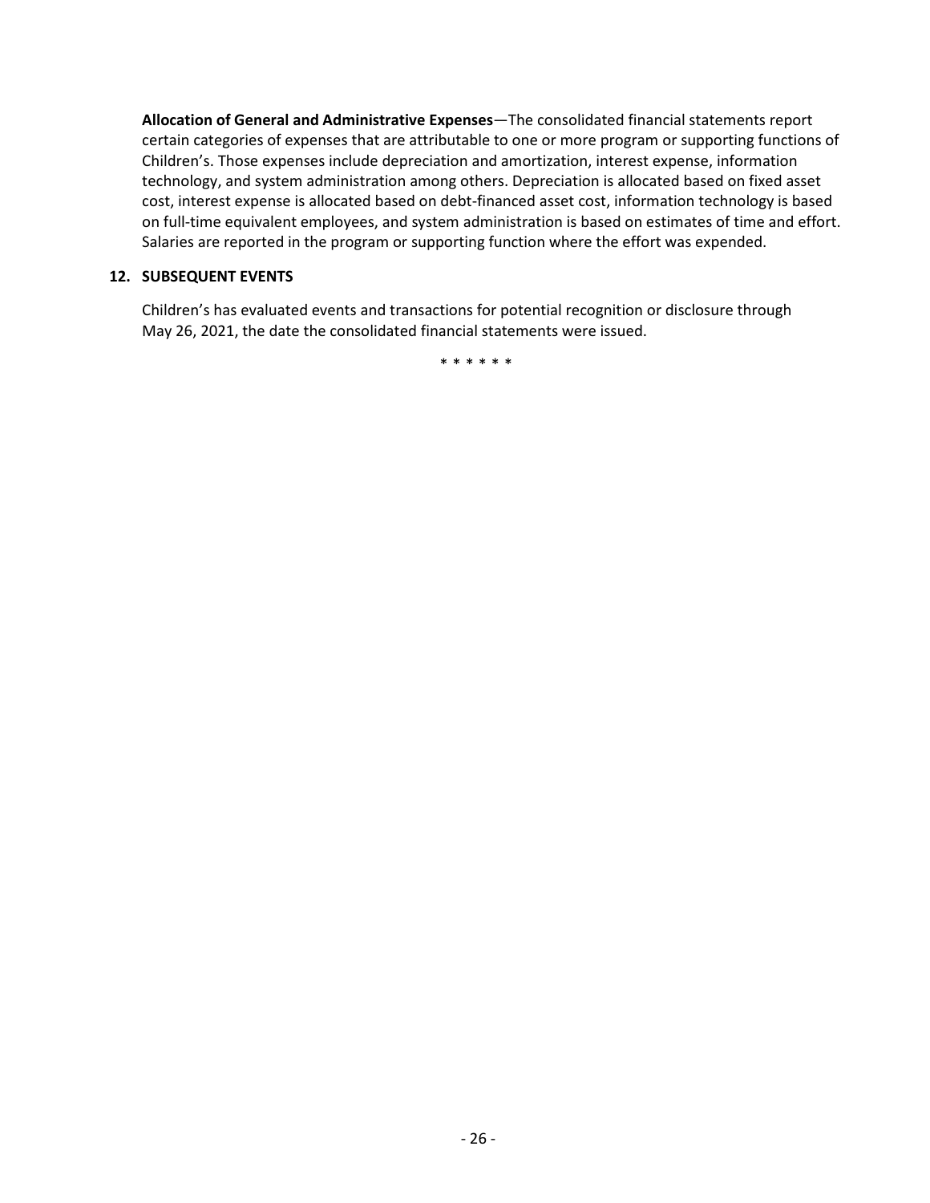**Allocation of General and Administrative Expenses**—The consolidated financial statements report certain categories of expenses that are attributable to one or more program or supporting functions of Children's. Those expenses include depreciation and amortization, interest expense, information technology, and system administration among others. Depreciation is allocated based on fixed asset cost, interest expense is allocated based on debt-financed asset cost, information technology is based on full-time equivalent employees, and system administration is based on estimates of time and effort. Salaries are reported in the program or supporting function where the effort was expended.

## 12. SUBSEQUENT EVENTS

Children's has evaluated events and transactions for potential recognition or disclosure through May 26, 2021, the date the consolidated financial statements were issued.

\* \* \* \* \* \*